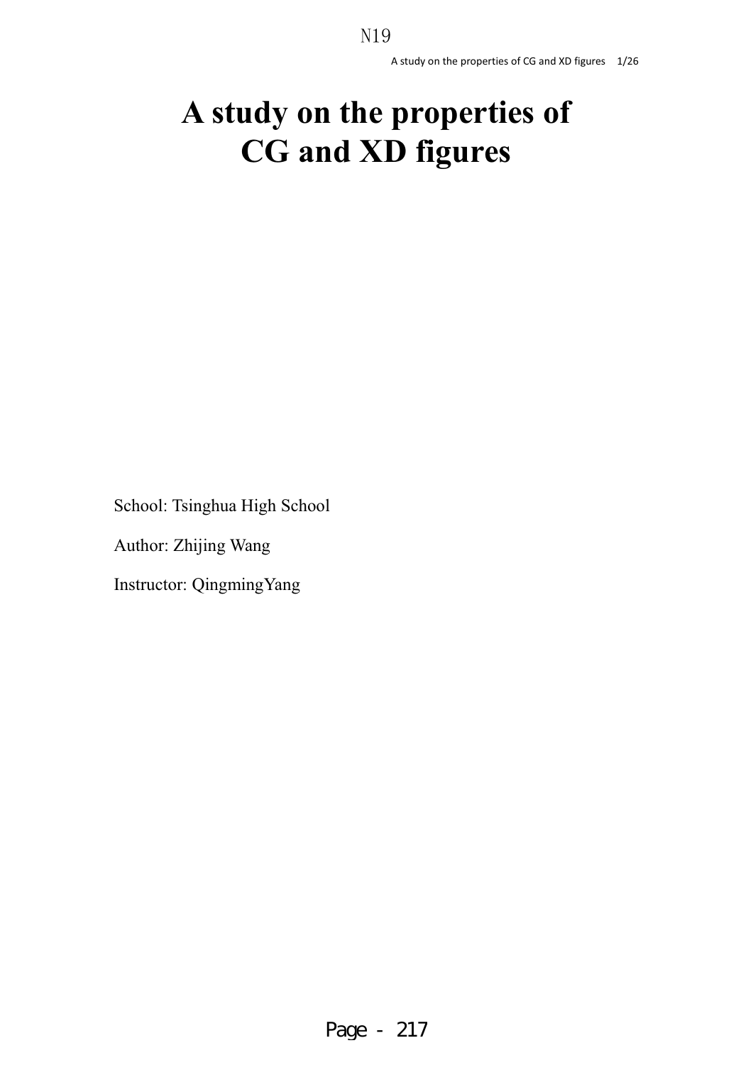# A study on the properties of CG and XD figures

School: Tsinghua High School

Author: Zhijing Wang

Instructor: QingmingYang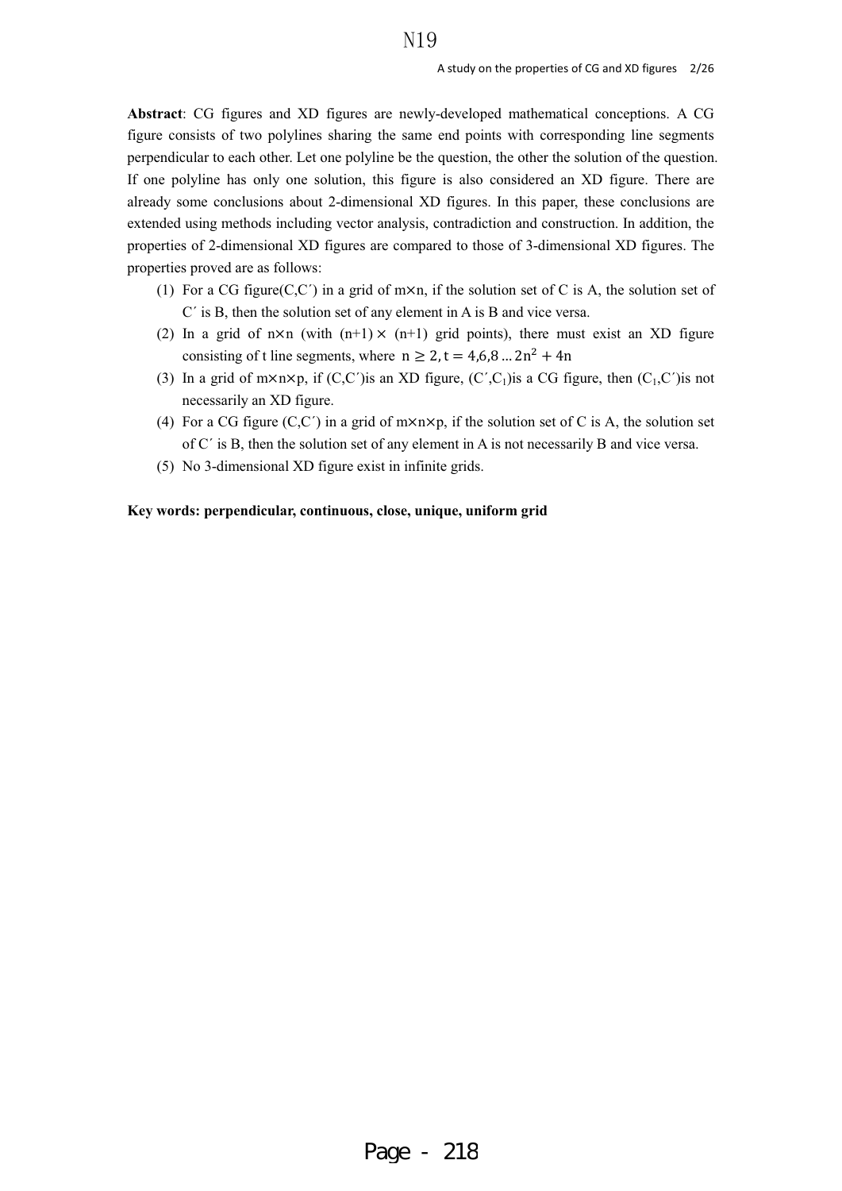**Abstract**: CG figures and XD figures are newly-developed mathematical conceptions. A CG figure consists of two polylines sharing the same end points with corresponding line segments perpendicular to each other. Let one polyline be the question, the other the solution of the question. If one polyline has only one solution, this figure is also considered an XD figure. There are already some conclusions about 2-dimensional XD figures. In this paper, these conclusions are extended using methods including vector analysis, contradiction and construction. In addition, the properties of 2-dimensional XD figures are compared to those of 3-dimensional XD figures. The properties proved are as follows:

1. For a CG figure(C,C′) in a grid of m×n, if the solution set of C is A, the solution set of C′ is B, then the solution set of any element in A is B and vice versa.
2. In a grid of n×n (with (n+1)× (n+1) grid points), there must exist an XD figure consisting of t line segments, where $n \geq 2, t = 4,6,8 \ldots 2n^2 + 4n$
3. In a grid of m×n×p, if (C,C′)is an XD figure, (C′,$C_1$)is a CG figure, then ($C_1$,C′)is not necessarily an XD figure.
4. For a CG figure (C,C′) in a grid of m×n×p, if the solution set of C is A, the solution set of C′ is B, then the solution set of any element in A is not necessarily B and vice versa.
5. No 3-dimensional XD figure exist in infinite grids.

**Key words: perpendicular, continuous, close, unique, uniform grid**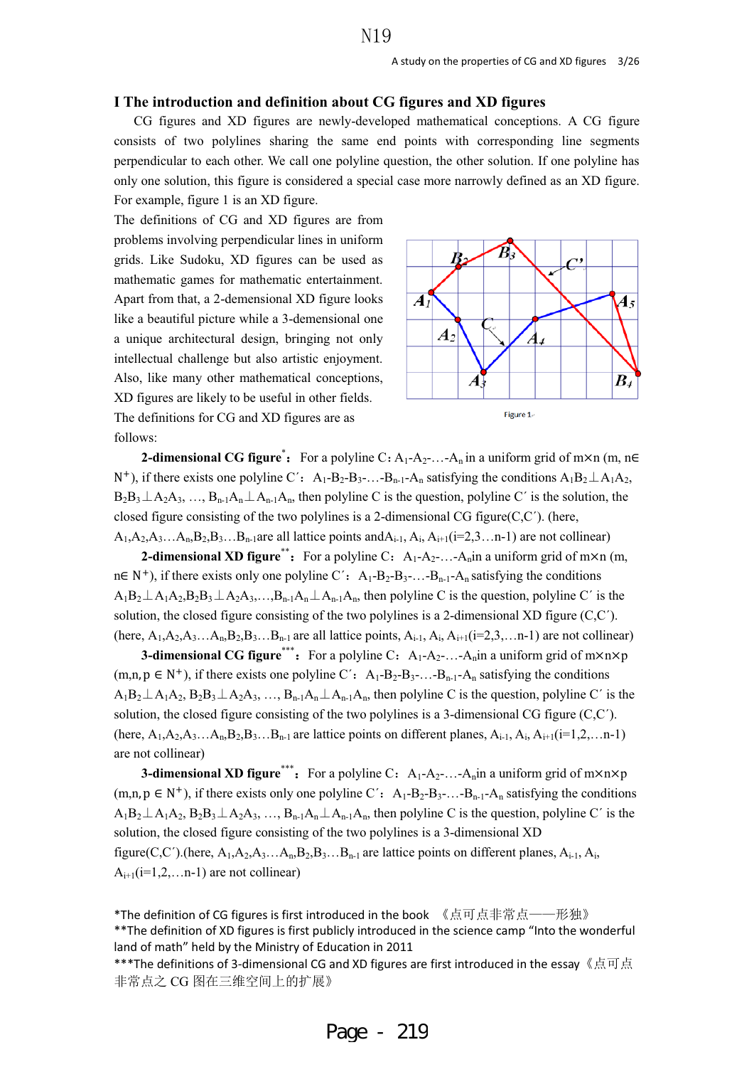## I The introduction and definition about CG figures and XD figures

CG figures and XD figures are newly-developed mathematical conceptions. A CG figure consists of two polylines sharing the same end points with corresponding line segments perpendicular to each other. We call one polyline question, the other solution. If one polyline has only one solution, this figure is considered a special case more narrowly defined as an XD figure. For example, figure 1 is an XD figure.

The definitions of CG and XD figures are from problems involving perpendicular lines in uniform grids. Like Sudoku, XD figures can be used as mathematic games for mathematic entertainment. Apart from that, a 2-demensional XD figure looks like a beautiful picture while a 3-demensional one a unique architectural design, bringing not only intellectual challenge but also artistic enjoyment. Also, like many other mathematical conceptions, XD figures are likely to be useful in other fields. The definitions for CG and XD figures are as follows:

Figure 1

**2-dimensional CG figure***: For a polyline C: $A_1$-$A_2$-…-$A_n$ in a uniform grid of m×n (m, n∈ $N^+$), if there exists one polyline C′: $A_1$-$B_2$-$B_3$-…-$B_{n-1}$-$A_n$ satisfying the conditions $A_1B_2 \perp A_1A_2$, $B_2B_3 \perp A_2A_3$, …, $B_{n-1}A_n \perp A_{n-1}A_n$, then polyline C is the question, polyline C′ is the solution, the closed figure consisting of the two polylines is a 2-dimensional CG figure(C,C′). (here, $A_1,A_2,A_3…A_n,B_2,B_3…B_{n-1}$ are all lattice points and $A_{i-1}$, $A_i$, $A_{i+1}$(i=2,3…n-1) are not collinear)

**2-dimensional XD figure****: For a polyline C: $A_1$-$A_2$-…-$A_n$ in a uniform grid of m×n (m, n∈ $N^+$), if there exists only one polyline C′: $A_1$-$B_2$-$B_3$-…-$B_{n-1}$-$A_n$ satisfying the conditions $A_1B_2 \perp A_1A_2, B_2B_3 \perp A_2A_3,…,B_{n-1}A_n \perp A_{n-1}A_n$, then polyline C is the question, polyline C′ is the solution, the closed figure consisting of the two polylines is a 2-dimensional XD figure (C,C′). (here, $A_1,A_2,A_3…A_n,B_2,B_3…B_{n-1}$ are all lattice points, $A_{i-1}$, $A_i$, $A_{i+1}$(i=2,3,…n-1) are not collinear)

**3-dimensional CG figure*****: For a polyline C: $A_1$-$A_2$-…-$A_n$ in a uniform grid of m×n×p (m,n,p ∈ $N^+$), if there exists one polyline C′: $A_1$-$B_2$-$B_3$-…-$B_{n-1}$-$A_n$ satisfying the conditions $A_1B_2 \perp A_1A_2$, $B_2B_3 \perp A_2A_3$, …, $B_{n-1}A_n \perp A_{n-1}A_n$, then polyline C is the question, polyline C′ is the solution, the closed figure consisting of the two polylines is a 3-dimensional CG figure (C,C′). (here, $A_1,A_2,A_3…A_n,B_2,B_3…B_{n-1}$ are lattice points on different planes, $A_{i-1}$, $A_i$, $A_{i+1}$(i=1,2,…n-1) are not collinear)

**3-dimensional XD figure*****: For a polyline C: $A_1$-$A_2$-…-$A_n$ in a uniform grid of m×n×p (m,n,p ∈ $N^+$), if there exists only one polyline C′: $A_1$-$B_2$-$B_3$-…-$B_{n-1}$-$A_n$ satisfying the conditions $A_1B_2 \perp A_1A_2$, $B_2B_3 \perp A_2A_3$, …, $B_{n-1}A_n \perp A_{n-1}A_n$, then polyline C is the question, polyline C′ is the solution, the closed figure consisting of the two polylines is a 3-dimensional XD figure(C,C′).(here, $A_1,A_2,A_3…A_n,B_2,B_3…B_{n-1}$ are lattice points on different planes, $A_{i-1}$, $A_i$, $A_{i+1}$(i=1,2,…n-1) are not collinear)

*The definition of CG figures is first introduced in the book 《点可点非常点——形独》

**The definition of XD figures is first publicly introduced in the science camp "Into the wonderful land of math" held by the Ministry of Education in 2011

***The definitions of 3-dimensional CG and XD figures are first introduced in the essay《点可点非常点之 CG 图在三维空间上的扩展》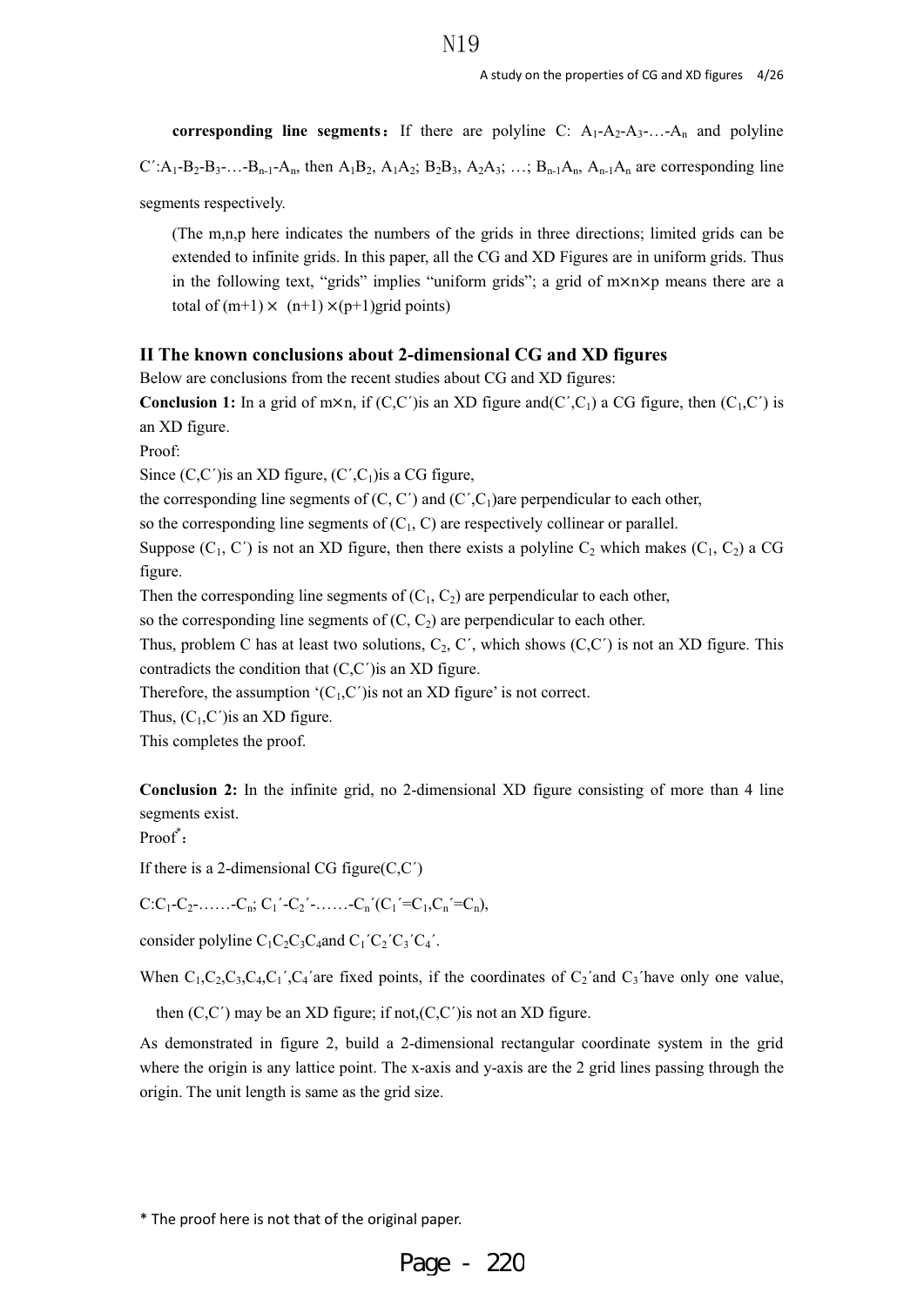**corresponding line segments**：If there are polyline C: $A_1$-$A_2$-$A_3$-…-$A_n$ and polyline $C'$:$A_1$-$B_2$-$B_3$-…-$B_{n-1}$-$A_n$, then $A_1B_2$, $A_1A_2$; $B_2B_3$, $A_2A_3$; …; $B_{n-1}A_n$, $A_{n-1}A_n$ are corresponding line segments respectively.

(The m,n,p here indicates the numbers of the grids in three directions; limited grids can be extended to infinite grids. In this paper, all the CG and XD Figures are in uniform grids. Thus in the following text, "grids" implies "uniform grids"; a grid of m×n×p means there are a total of $(m+1)\times(n+1)\times(p+1)$grid points)

## II The known conclusions about 2-dimensional CG and XD figures

Below are conclusions from the recent studies about CG and XD figures:

**Conclusion 1:** In a grid of m×n, if $(C,C')$is an XD figure and$(C',C_1)$ a CG figure, then $(C_1,C')$ is an XD figure.

Proof:

Since $(C,C')$is an XD figure, $(C',C_1)$is a CG figure,

the corresponding line segments of $(C, C')$ and $(C',C_1)$are perpendicular to each other,

so the corresponding line segments of $(C_1, C)$ are respectively collinear or parallel.

Suppose $(C_1, C')$ is not an XD figure, then there exists a polyline $C_2$ which makes $(C_1, C_2)$ a CG figure.

Then the corresponding line segments of $(C_1, C_2)$ are perpendicular to each other,

so the corresponding line segments of $(C, C_2)$ are perpendicular to each other.

Thus, problem C has at least two solutions, $C_2$, $C'$, which shows $(C,C')$ is not an XD figure. This contradicts the condition that $(C,C')$is an XD figure.

Therefore, the assumption '$(C_1,C')$is not an XD figure' is not correct.

Thus, $(C_1,C')$is an XD figure.

This completes the proof.

**Conclusion 2:** In the infinite grid, no 2-dimensional XD figure consisting of more than 4 line segments exist.

Proof*：

If there is a 2-dimensional CG figure$(C,C')$

$C$:$C_1$-$C_2$-……-$C_n$; $C_1'$-$C_2'$-……-$C_n'$($C_1'=C_1$,$C_n'=C_n$),

consider polyline $C_1C_2C_3C_4$and $C_1'C_2'C_3'C_4'$.

When $C_1$,$C_2$,$C_3$,$C_4$,$C_1'$,$C_4'$are fixed points, if the coordinates of $C_2'$and $C_3'$have only one value, then $(C,C')$ may be an XD figure; if not,$(C,C')$is not an XD figure.

As demonstrated in figure 2, build a 2-dimensional rectangular coordinate system in the grid where the origin is any lattice point. The x-axis and y-axis are the 2 grid lines passing through the origin. The unit length is same as the grid size.

\* The proof here is not that of the original paper.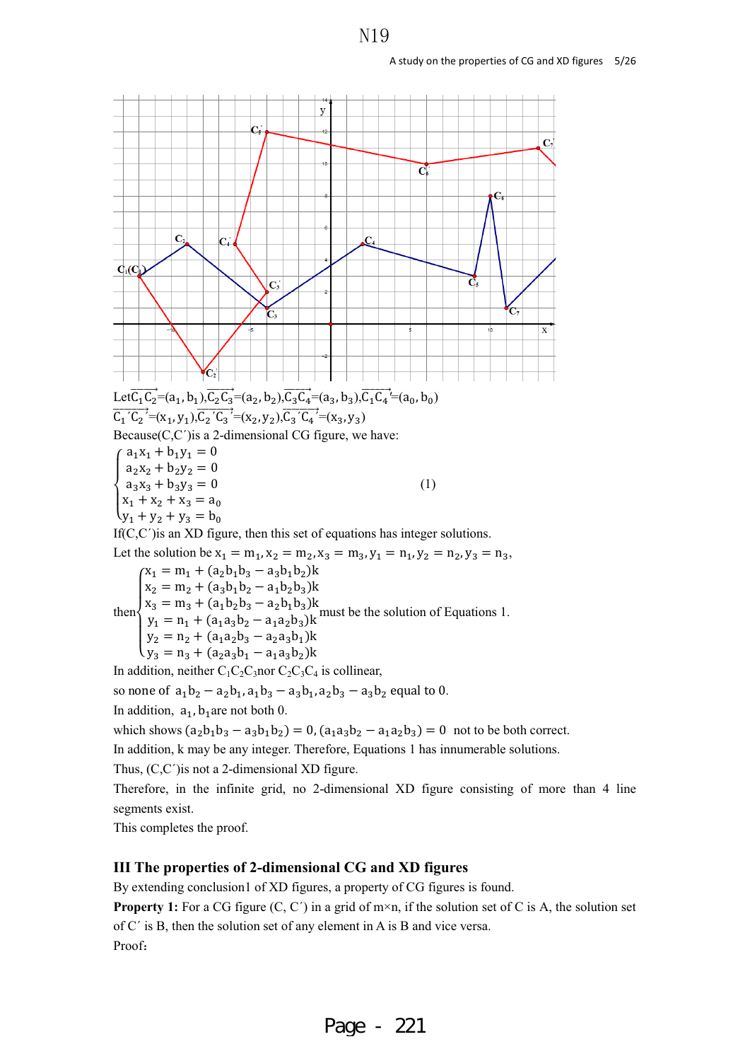Let $\overrightarrow{C_1C_2}=(a_1,b_1)$, $\overrightarrow{C_2C_3}=(a_2,b_2)$, $\overrightarrow{C_3C_4}=(a_3,b_3)$, $\overrightarrow{C_1C_4}=(a_0,b_0)$

$\overrightarrow{C_1'C_2'}=(x_1,y_1)$, $\overrightarrow{C_2'C_3'}=(x_2,y_2)$, $\overrightarrow{C_3'C_4'}=(x_3,y_3)$

Because $(C,C')$ is a 2-dimensional CG figure, we have:

$$\begin{cases} a_1x_1+b_1y_1=0 \\ a_2x_2+b_2y_2=0 \\ a_3x_3+b_3y_3=0 \\ x_1+x_2+x_3=a_0 \\ y_1+y_2+y_3=b_0 \end{cases} \qquad (1)$$

If $(C,C')$ is an XD figure, then this set of equations has integer solutions.

Let the solution be $x_1=m_1, x_2=m_2, x_3=m_3, y_1=n_1, y_2=n_2, y_3=n_3$,

then
$$\begin{cases} x_1=m_1+(a_2b_1b_3-a_3b_1b_2)k \\ x_2=m_2+(a_3b_1b_2-a_1b_2b_3)k \\ x_3=m_3+(a_1b_2b_3-a_2b_1b_3)k \\ y_1=n_1+(a_1a_3b_2-a_1a_2b_3)k \\ y_2=n_2+(a_1a_2b_3-a_2a_3b_1)k \\ y_3=n_3+(a_2a_3b_1-a_1a_3b_2)k \end{cases}$$
must be the solution of Equations 1.

In addition, neither $C_1C_2C_3$ nor $C_2C_3C_4$ is collinear,

so none of $a_1b_2-a_2b_1, a_1b_3-a_3b_1, a_2b_3-a_3b_2$ equal to 0.

In addition, $a_1, b_1$ are not both 0.

which shows $(a_2b_1b_3-a_3b_1b_2)=0, (a_1a_3b_2-a_1a_2b_3)=0$ not to be both correct.

In addition, k may be any integer. Therefore, Equations 1 has innumerable solutions.

Thus, $(C,C')$ is not a 2-dimensional XD figure.

Therefore, in the infinite grid, no 2-dimensional XD figure consisting of more than 4 line segments exist.

This completes the proof.

## III The properties of 2-dimensional CG and XD figures

By extending conclusion1 of XD figures, a property of CG figures is found.

**Property 1:** For a CG figure $(C, C')$ in a grid of m×n, if the solution set of C is A, the solution set of C′ is B, then the solution set of any element in A is B and vice versa.

Proof: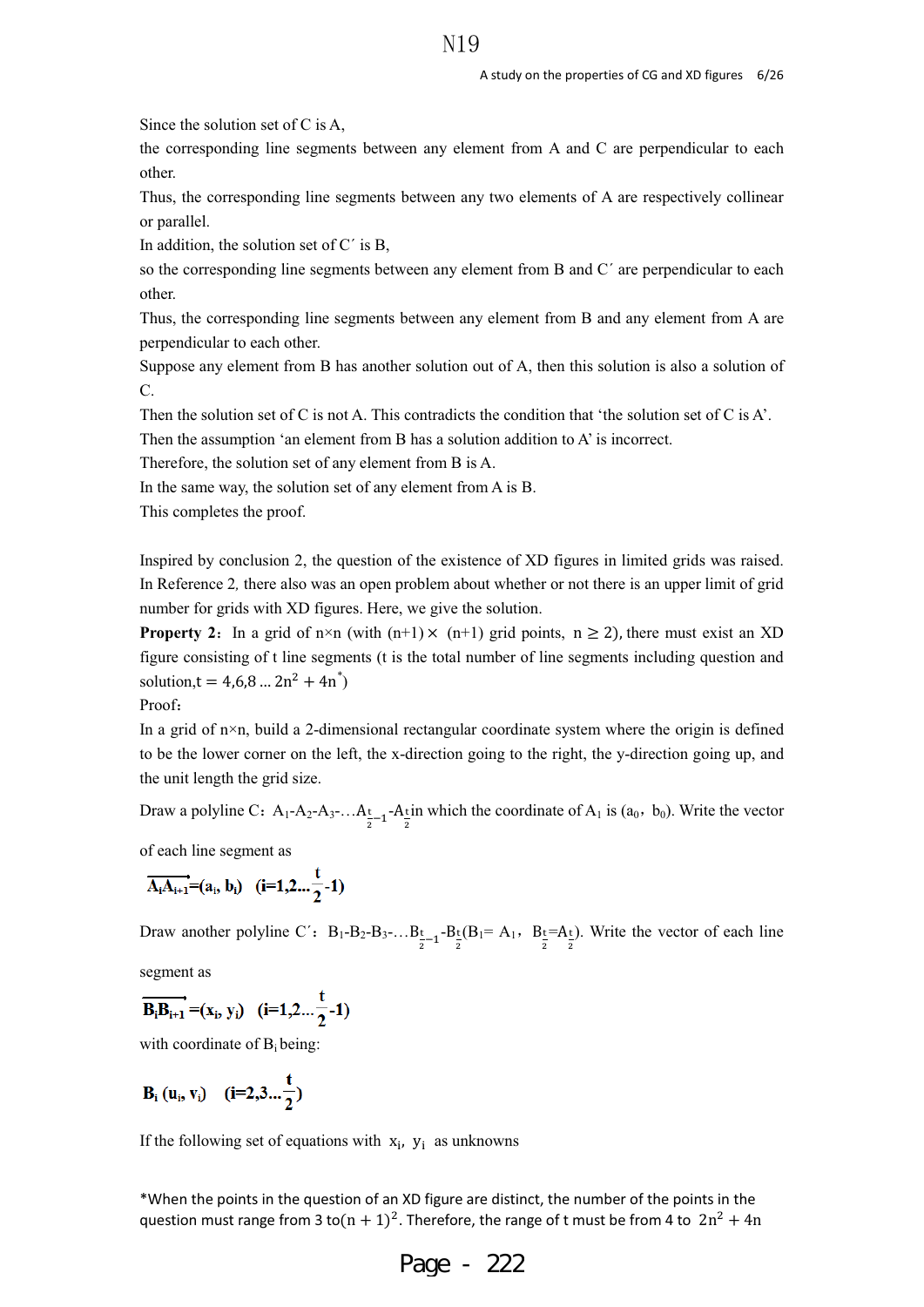Since the solution set of C is A,

the corresponding line segments between any element from A and C are perpendicular to each other.

Thus, the corresponding line segments between any two elements of A are respectively collinear or parallel.

In addition, the solution set of C′ is B,

so the corresponding line segments between any element from B and C′ are perpendicular to each other.

Thus, the corresponding line segments between any element from B and any element from A are perpendicular to each other.

Suppose any element from B has another solution out of A, then this solution is also a solution of C.

Then the solution set of C is not A. This contradicts the condition that 'the solution set of C is A'.

Then the assumption 'an element from B has a solution addition to A' is incorrect.

Therefore, the solution set of any element from B is A.

In the same way, the solution set of any element from A is B.

This completes the proof.

Inspired by conclusion 2, the question of the existence of XD figures in limited grids was raised. In Reference 2, there also was an open problem about whether or not there is an upper limit of grid number for grids with XD figures. Here, we give the solution.

**Property 2**: In a grid of n×n (with (n+1)× (n+1) grid points, $n \geq 2$), there must exist an XD figure consisting of t line segments (t is the total number of line segments including question and solution, $t = 4,6,8 \ldots 2n^2 + 4n$*)

Proof:

In a grid of n×n, build a 2-dimensional rectangular coordinate system where the origin is defined to be the lower corner on the left, the x-direction going to the right, the y-direction going up, and the unit length the grid size.

Draw a polyline C: $A_1$-$A_2$-$A_3$-…$A_{\frac{t}{2}-1}$-$A_{\frac{t}{2}}$ in which the coordinate of $A_1$ is ($a_0$, $b_0$). Write the vector of each line segment as

$$\overrightarrow{A_iA_{i+1}}=(a_i, b_i) \quad (i=1,2\ldots\frac{t}{2}-1)$$

Draw another polyline C′: $B_1$-$B_2$-$B_3$-…$B_{\frac{t}{2}-1}$-$B_{\frac{t}{2}}$($B_1$= $A_1$, $B_{\frac{t}{2}}$=$A_{\frac{t}{2}}$). Write the vector of each line segment as

$$\overrightarrow{B_iB_{i+1}}=(x_i, y_i) \quad (i=1,2\ldots\frac{t}{2}-1)$$

with coordinate of $B_i$ being:

$$B_i\ (u_i, v_i) \quad (i=2,3\ldots\frac{t}{2})$$

If the following set of equations with $x_i$, $y_i$ as unknowns

*When the points in the question of an XD figure are distinct, the number of the points in the question must range from 3 to $(n+1)^2$. Therefore, the range of t must be from 4 to $2n^2 + 4n$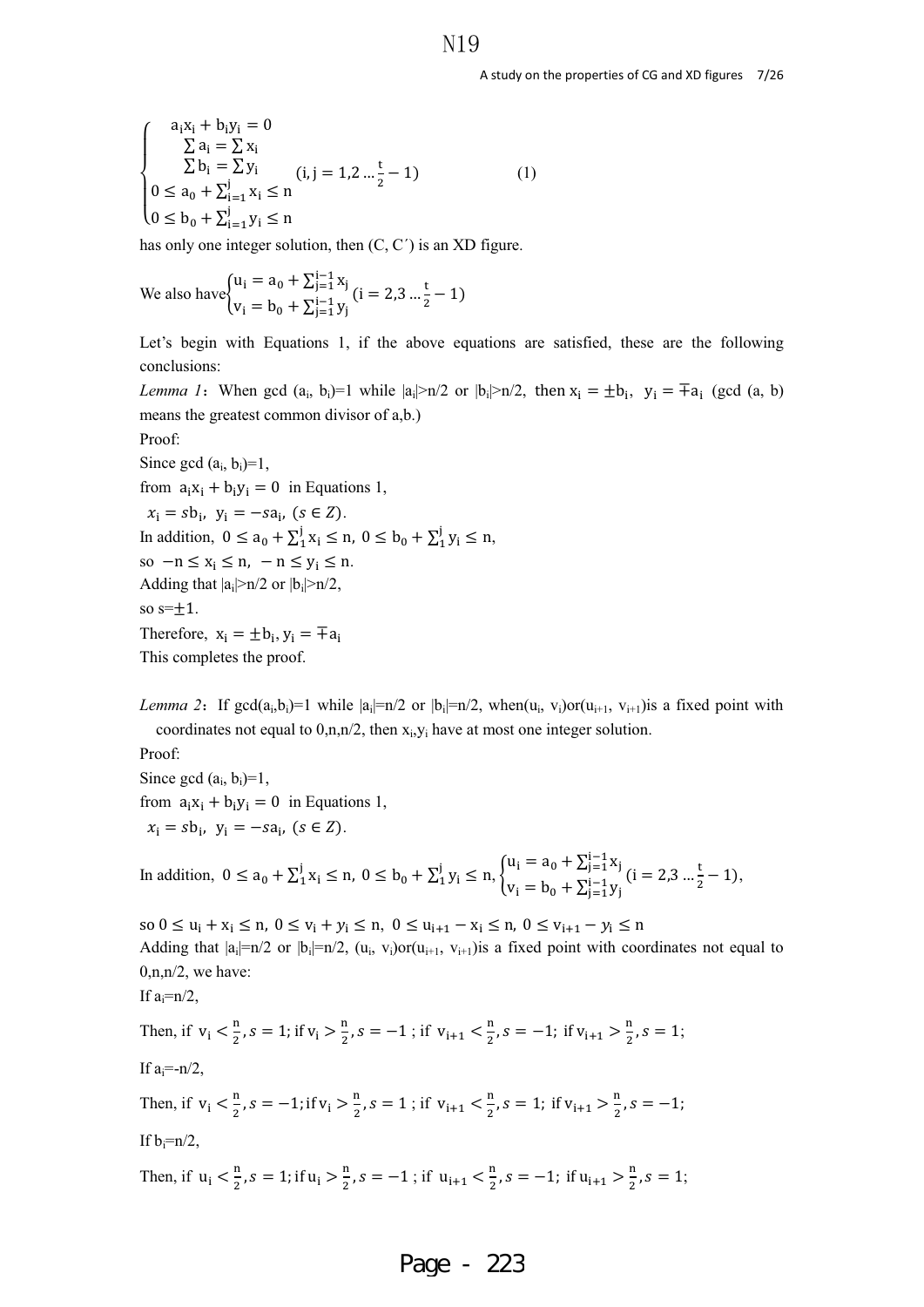$$
\begin{cases}
a_i x_i + b_i y_i = 0 \\
\sum a_i = \sum x_i \\
\sum b_i = \sum y_i \quad (i, j = 1, 2 \ldots \frac{t}{2} - 1) \\
0 \le a_0 + \sum_{i=1}^{j} x_i \le n \\
0 \le b_0 + \sum_{i=1}^{j} y_i \le n
\end{cases}
\qquad (1)
$$

has only one integer solution, then (C, C′) is an XD figure.

We also have $\begin{cases} u_i = a_0 + \sum_{j=1}^{i-1} x_j \\ v_i = b_0 + \sum_{j=1}^{i-1} y_j \end{cases} (i = 2, 3 \ldots \frac{t}{2} - 1)$

Let's begin with Equations 1, if the above equations are satisfied, these are the following conclusions:

*Lemma 1*: When gcd ($a_i$, $b_i$)=1 while $|a_i|>n/2$ or $|b_i|>n/2$, then $x_i = \pm b_i$, $y_i = \mp a_i$ (gcd (a, b) means the greatest common divisor of a,b.)

Proof:

Since gcd ($a_i$, $b_i$)=1,

from $a_i x_i + b_i y_i = 0$ in Equations 1,

$x_i = s b_i$, $y_i = -s a_i$, $(s \in Z)$.

In addition, $0 \le a_0 + \sum_1^j x_i \le n$, $0 \le b_0 + \sum_1^j y_i \le n$,

so $-n \le x_i \le n$, $-n \le y_i \le n$.

Adding that $|a_i|>n/2$ or $|b_i|>n/2$,

so $s=\pm 1$.

Therefore, $x_i = \pm b_i$, $y_i = \mp a_i$

This completes the proof.

*Lemma 2*: If gcd($a_i$,$b_i$)=1 while $|a_i|=n/2$ or $|b_i|=n/2$, when($u_i$, $v_i$)or($u_{i+1}$, $v_{i+1}$)is a fixed point with coordinates not equal to 0,n,n/2, then $x_i$,$y_i$ have at most one integer solution.

Proof:

Since gcd ($a_i$, $b_i$)=1,

from $a_i x_i + b_i y_i = 0$ in Equations 1,

$x_i = s b_i$, $y_i = -s a_i$, $(s \in Z)$.

In addition, $0 \le a_0 + \sum_1^j x_i \le n$, $0 \le b_0 + \sum_1^j y_i \le n$, $\begin{cases} u_i = a_0 + \sum_{j=1}^{i-1} x_j \\ v_i = b_0 + \sum_{j=1}^{i-1} y_j \end{cases} (i = 2, 3 \ldots \frac{t}{2} - 1)$,

so $0 \le u_i + x_i \le n$, $0 \le v_i + y_i \le n$, $0 \le u_{i+1} - x_i \le n$, $0 \le v_{i+1} - y_i \le n$

Adding that $|a_i|=n/2$ or $|b_i|=n/2$, ($u_i$, $v_i$)or($u_{i+1}$, $v_{i+1}$)is a fixed point with coordinates not equal to 0,n,n/2, we have:

If $a_i=n/2$,

Then, if $v_i < \frac{n}{2}, s = 1$; if $v_i > \frac{n}{2}, s = -1$ ; if $v_{i+1} < \frac{n}{2}, s = -1$; if $v_{i+1} > \frac{n}{2}, s = 1$;

If $a_i=-n/2$,

Then, if $v_i < \frac{n}{2}, s = -1$; if $v_i > \frac{n}{2}, s = 1$ ; if $v_{i+1} < \frac{n}{2}, s = 1$; if $v_{i+1} > \frac{n}{2}, s = -1$;

If $b_i=n/2$,

Then, if $u_i < \frac{n}{2}, s = 1$; if $u_i > \frac{n}{2}, s = -1$ ; if $u_{i+1} < \frac{n}{2}, s = -1$; if $u_{i+1} > \frac{n}{2}, s = 1$;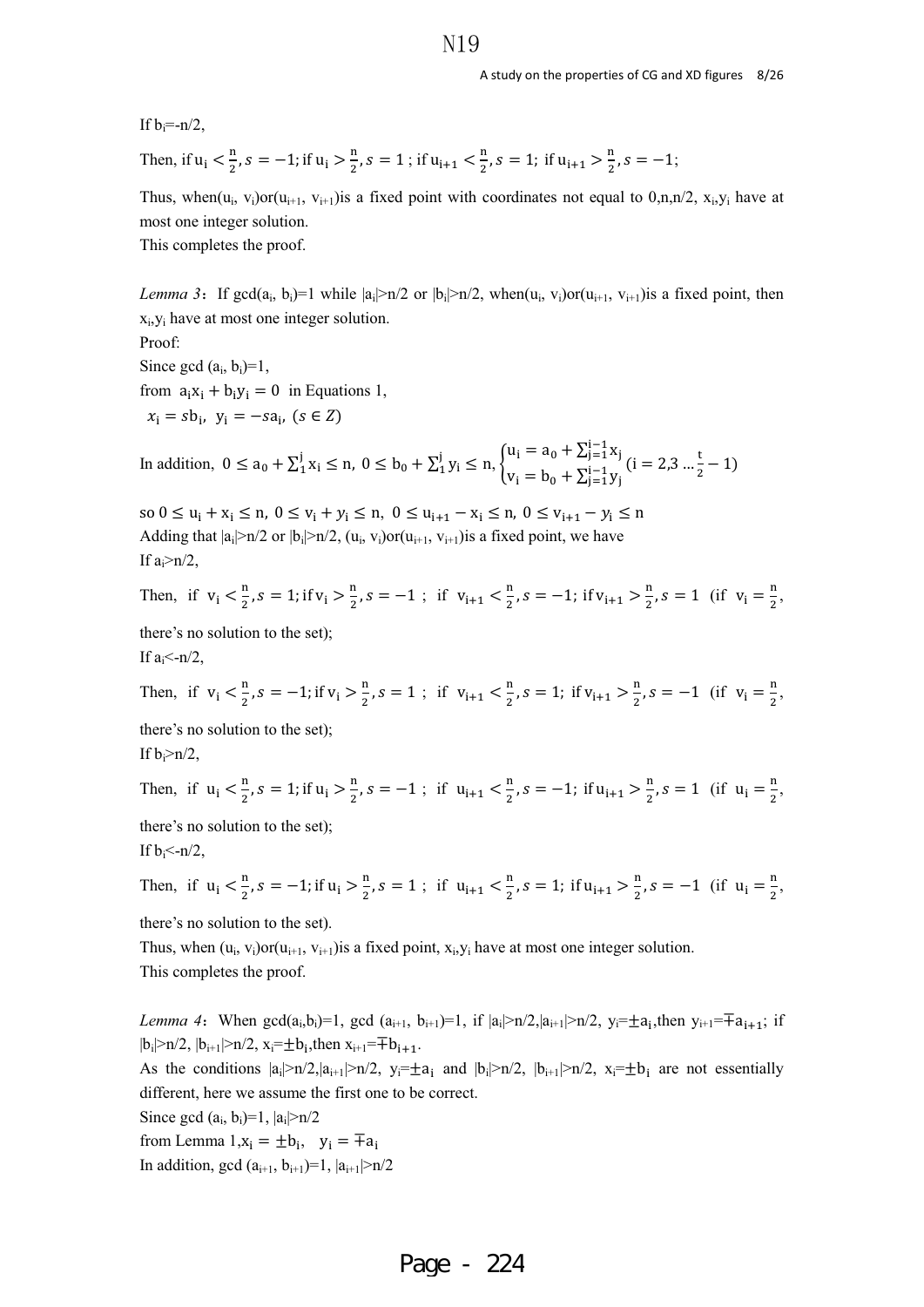If $b_i = -n/2$,

Then, if $u_i < \frac{n}{2}, s = -1$; if $u_i > \frac{n}{2}, s = 1$ ; if $u_{i+1} < \frac{n}{2}, s = 1$; if $u_{i+1} > \frac{n}{2}, s = -1$;

Thus, when$(u_i, v_i)$or$(u_{i+1}, v_{i+1})$is a fixed point with coordinates not equal to 0,n,n/2, $x_i$,$y_i$ have at most one integer solution.
This completes the proof.

*Lemma 3*: If $\gcd(a_i, b_i)=1$ while $|a_i|>n/2$ or $|b_i|>n/2$, when$(u_i, v_i)$or$(u_{i+1}, v_{i+1})$is a fixed point, then $x_i$,$y_i$ have at most one integer solution.
Proof:
Since $\gcd(a_i, b_i)=1$,
from $a_i x_i + b_i y_i = 0$ in Equations 1,
$x_i = s b_i,\ y_i = -s a_i,\ (s \in Z)$

In addition, $0 \le a_0 + \sum_1^j x_i \le n,\ 0 \le b_0 + \sum_1^j y_i \le n, \begin{cases} u_i = a_0 + \sum_{j=1}^{i-1} x_j \\ v_i = b_0 + \sum_{j=1}^{i-1} y_j \end{cases} (i = 2,3 \ldots \frac{t}{2} - 1)$

so $0 \le u_i + x_i \le n,\ 0 \le v_i + y_i \le n,\ 0 \le u_{i+1} - x_i \le n,\ 0 \le v_{i+1} - y_i \le n$
Adding that $|a_i|>n/2$ or $|b_i|>n/2$, $(u_i, v_i)$or$(u_{i+1}, v_{i+1})$is a fixed point, we have
If $a_i>n/2$,

Then, if $v_i < \frac{n}{2}, s = 1$; if $v_i > \frac{n}{2}, s = -1$ ; if $v_{i+1} < \frac{n}{2}, s = -1$; if $v_{i+1} > \frac{n}{2}, s = 1$ (if $v_i = \frac{n}{2}$, there's no solution to the set);
If $a_i<-n/2$,

Then, if $v_i < \frac{n}{2}, s = -1$; if $v_i > \frac{n}{2}, s = 1$ ; if $v_{i+1} < \frac{n}{2}, s = 1$; if $v_{i+1} > \frac{n}{2}, s = -1$ (if $v_i = \frac{n}{2}$, there's no solution to the set);
If $b_i>n/2$,

Then, if $u_i < \frac{n}{2}, s = 1$; if $u_i > \frac{n}{2}, s = -1$ ; if $u_{i+1} < \frac{n}{2}, s = -1$; if $u_{i+1} > \frac{n}{2}, s = 1$ (if $u_i = \frac{n}{2}$, there's no solution to the set);
If $b_i<-n/2$,

Then, if $u_i < \frac{n}{2}, s = -1$; if $u_i > \frac{n}{2}, s = 1$ ; if $u_{i+1} < \frac{n}{2}, s = 1$; if $u_{i+1} > \frac{n}{2}, s = -1$ (if $u_i = \frac{n}{2}$, there's no solution to the set).
Thus, when $(u_i, v_i)$or$(u_{i+1}, v_{i+1})$is a fixed point, $x_i$,$y_i$ have at most one integer solution.
This completes the proof.

*Lemma 4*: When $\gcd(a_i,b_i)=1$, $\gcd(a_{i+1}, b_{i+1})=1$, if $|a_i|>n/2$,$|a_{i+1}|>n/2$, $y_i=\pm a_i$,then $y_{i+1}=\mp a_{i+1}$; if $|b_i|>n/2$, $|b_{i+1}|>n/2$, $x_i=\pm b_i$,then $x_{i+1}=\mp b_{i+1}$.
As the conditions $|a_i|>n/2$,$|a_{i+1}|>n/2$, $y_i=\pm a_i$ and $|b_i|>n/2$, $|b_{i+1}|>n/2$, $x_i=\pm b_i$ are not essentially different, here we assume the first one to be correct.
Since $\gcd(a_i, b_i)=1$, $|a_i|>n/2$
from Lemma 1,$x_i = \pm b_i,\quad y_i = \mp a_i$
In addition, $\gcd(a_{i+1}, b_{i+1})=1$, $|a_{i+1}|>n/2$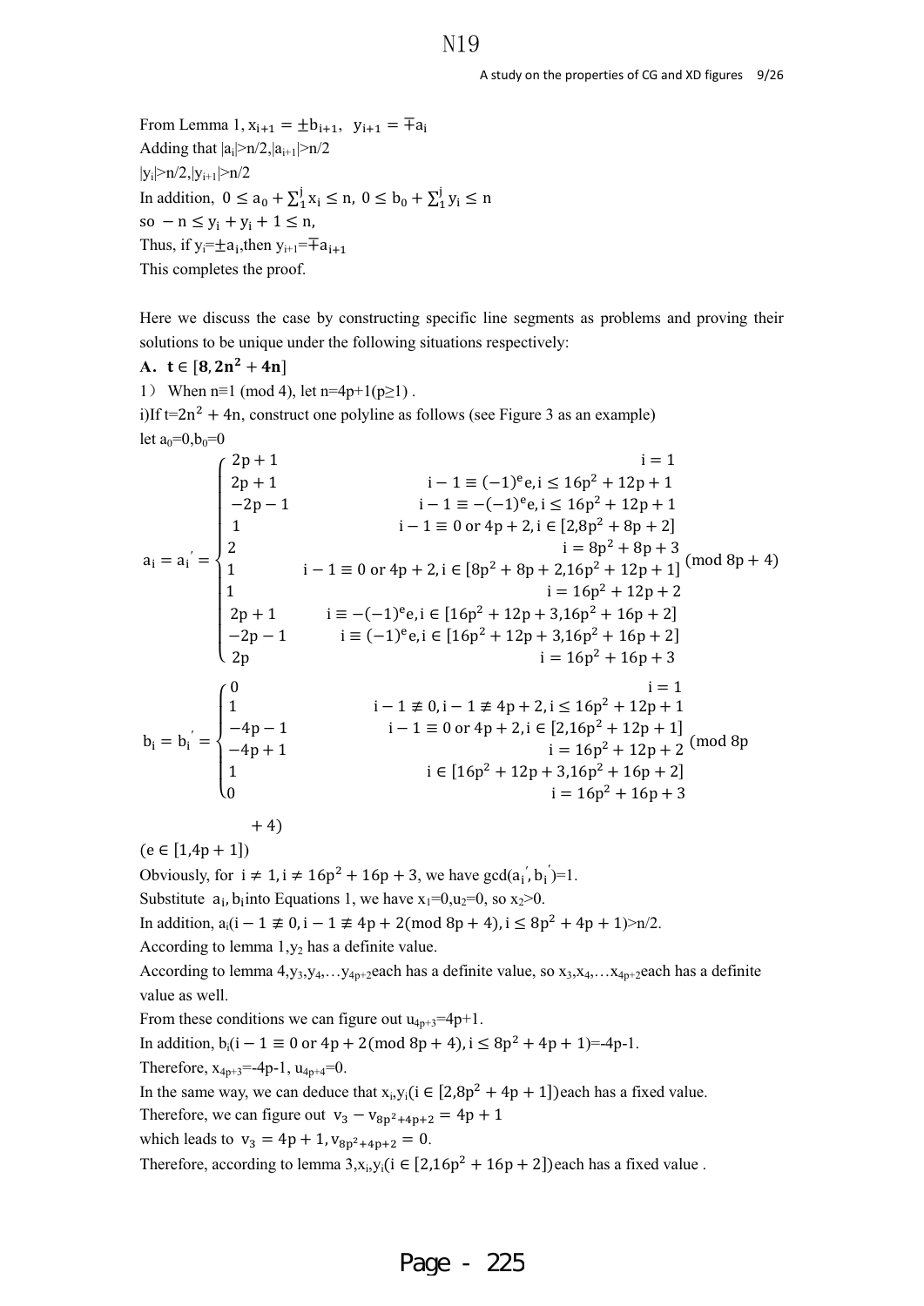From Lemma 1, $x_{i+1} = \pm b_{i+1}$, $y_{i+1} = \mp a_i$

Adding that $|a_i|>n/2, |a_{i+1}|>n/2$

$|y_i|>n/2, |y_{i+1}|>n/2$

In addition, $0 \le a_0 + \sum_1^j x_i \le n$, $0 \le b_0 + \sum_1^j y_i \le n$

so $-n \le y_i + y_i + 1 \le n$,

Thus, if $y_i = \pm a_i$, then $y_{i+1} = \mp a_{i+1}$

This completes the proof.

Here we discuss the case by constructing specific line segments as problems and proving their solutions to be unique under the following situations respectively:

**A. $t \in [8, 2n^2 + 4n]$**

1） When $n \equiv 1 \pmod 4$, let $n=4p+1 (p \ge 1)$ .

i)If $t=2n^2 + 4n$, construct one polyline as follows (see Figure 3 as an example)

let $a_0=0, b_0=0$

$$a_i = a_i' = \begin{cases} 2p+1 & i=1 \\ 2p+1 & i-1 \equiv (-1)^e e, i \le 16p^2+12p+1 \\ -2p-1 & i-1 \equiv -(-1)^e e, i \le 16p^2+12p+1 \\ 1 & i-1 \equiv 0 \text{ or } 4p+2, i \in [2, 8p^2+8p+2] \\ 2 & i = 8p^2+8p+3 \\ 1 & i-1 \equiv 0 \text{ or } 4p+2, i \in [8p^2+8p+2, 16p^2+12p+1] \\ 1 & i = 16p^2+12p+2 \\ 2p+1 & i \equiv -(-1)^e e, i \in [16p^2+12p+3, 16p^2+16p+2] \\ -2p-1 & i \equiv (-1)^e e, i \in [16p^2+12p+3, 16p^2+16p+2] \\ 2p & i = 16p^2+16p+3 \end{cases} \pmod{8p+4}$$

$$b_i = b_i' = \begin{cases} 0 & i=1 \\ 1 & i-1 \not\equiv 0, i-1 \not\equiv 4p+2, i \le 16p^2+12p+1 \\ -4p-1 & i-1 \equiv 0 \text{ or } 4p+2, i \in [2, 16p^2+12p+1] \\ -4p+1 & i = 16p^2+12p+2 \\ 1 & i \in [16p^2+12p+3, 16p^2+16p+2] \\ 0 & i = 16p^2+16p+3 \end{cases} \pmod{8p+4}$$

$(e \in [1, 4p+1])$

Obviously, for $i \ne 1, i \ne 16p^2+16p+3$, we have $\gcd(a_i', b_i')=1$.

Substitute $a_i, b_i$ into Equations 1, we have $x_1=0, u_2=0$, so $x_2>0$.

In addition, $a_i(i-1 \not\equiv 0, i-1 \not\equiv 4p+2 \pmod{8p+4}, i \le 8p^2+4p+1)>n/2$.

According to lemma 1, $y_2$ has a definite value.

According to lemma 4, $y_3, y_4, \ldots y_{4p+2}$ each has a definite value, so $x_3, x_4, \ldots x_{4p+2}$ each has a definite value as well.

From these conditions we can figure out $u_{4p+3}=4p+1$.

In addition, $b_i(i-1 \equiv 0 \text{ or } 4p+2 \pmod{8p+4}, i \le 8p^2+4p+1)=-4p-1$.

Therefore, $x_{4p+3}=-4p-1$, $u_{4p+4}=0$.

In the same way, we can deduce that $x_i, y_i (i \in [2, 8p^2+4p+1])$ each has a fixed value.

Therefore, we can figure out $v_3 - v_{8p^2+4p+2} = 4p+1$

which leads to $v_3 = 4p+1, v_{8p^2+4p+2} = 0$.

Therefore, according to lemma 3, $x_i, y_i (i \in [2, 16p^2+16p+2])$ each has a fixed value .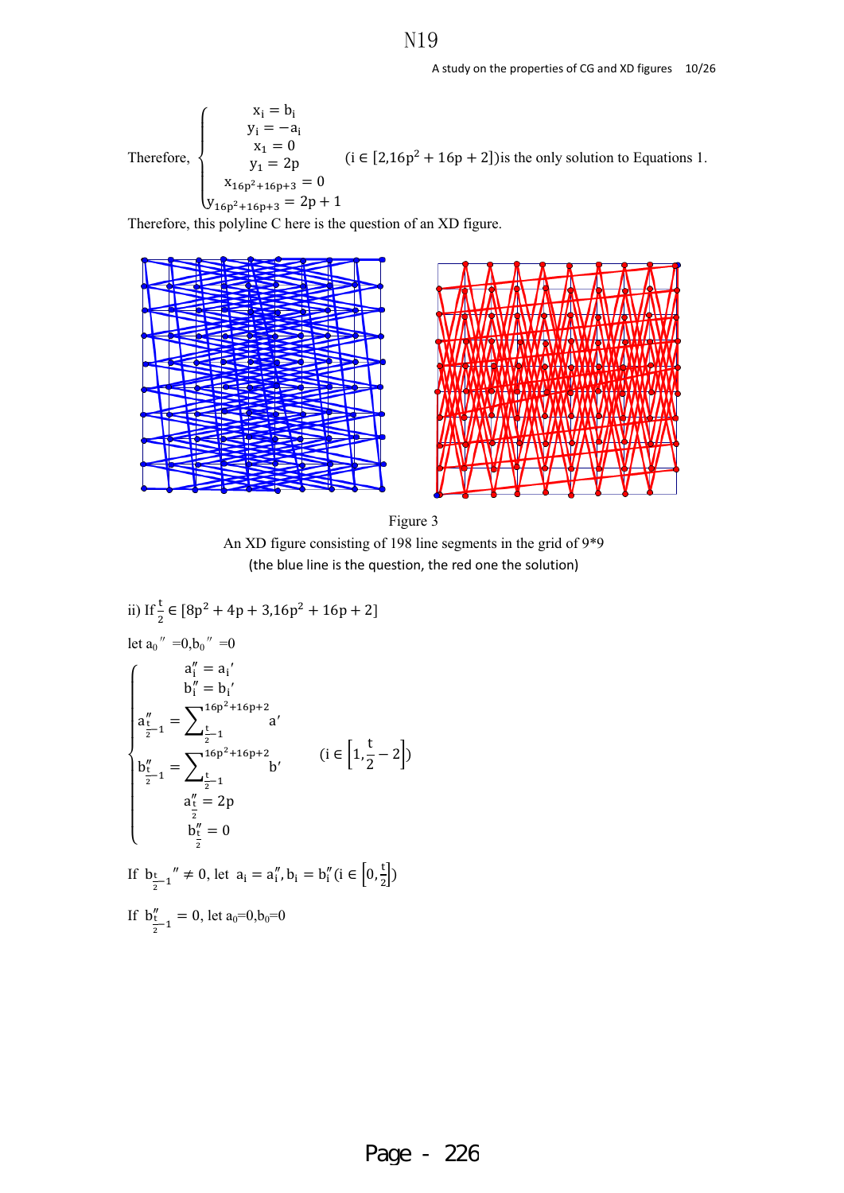Therefore,
$$\begin{cases} x_i = b_i \\ y_i = -a_i \\ x_1 = 0 \\ y_1 = 2p \\ x_{16p^2+16p+3} = 0 \\ y_{16p^2+16p+3} = 2p+1 \end{cases} \quad (i \in [2, 16p^2+16p+2])$$
is the only solution to Equations 1.

Therefore, this polyline C here is the question of an XD figure.

Figure 3

An XD figure consisting of 198 line segments in the grid of 9*9

(the blue line is the question, the red one the solution)

ii) If $\frac{t}{2} \in [8p^2+4p+3, 16p^2+16p+2]$

let $a_0'' = 0, b_0'' = 0$

$$\begin{cases} a_i'' = a_i' \\ b_i'' = b_i' \\ a''_{\frac{t}{2}-1} = \sum_{\frac{t}{2}-1}^{16p^2+16p+2} a' \\ b''_{\frac{t}{2}-1} = \sum_{\frac{t}{2}-1}^{16p^2+16p+2} b' \\ a''_{\frac{t}{2}} = 2p \\ b''_{\frac{t}{2}} = 0 \end{cases} \quad \left(i \in \left[1, \frac{t}{2}-2\right]\right)$$

If $b_{\frac{t}{2}-1}'' \neq 0$, let $a_i = a_i'', b_i = b_i'' \left(i \in \left[0, \frac{t}{2}\right]\right)$

If $b''_{\frac{t}{2}-1} = 0$, let $a_0 = 0, b_0 = 0$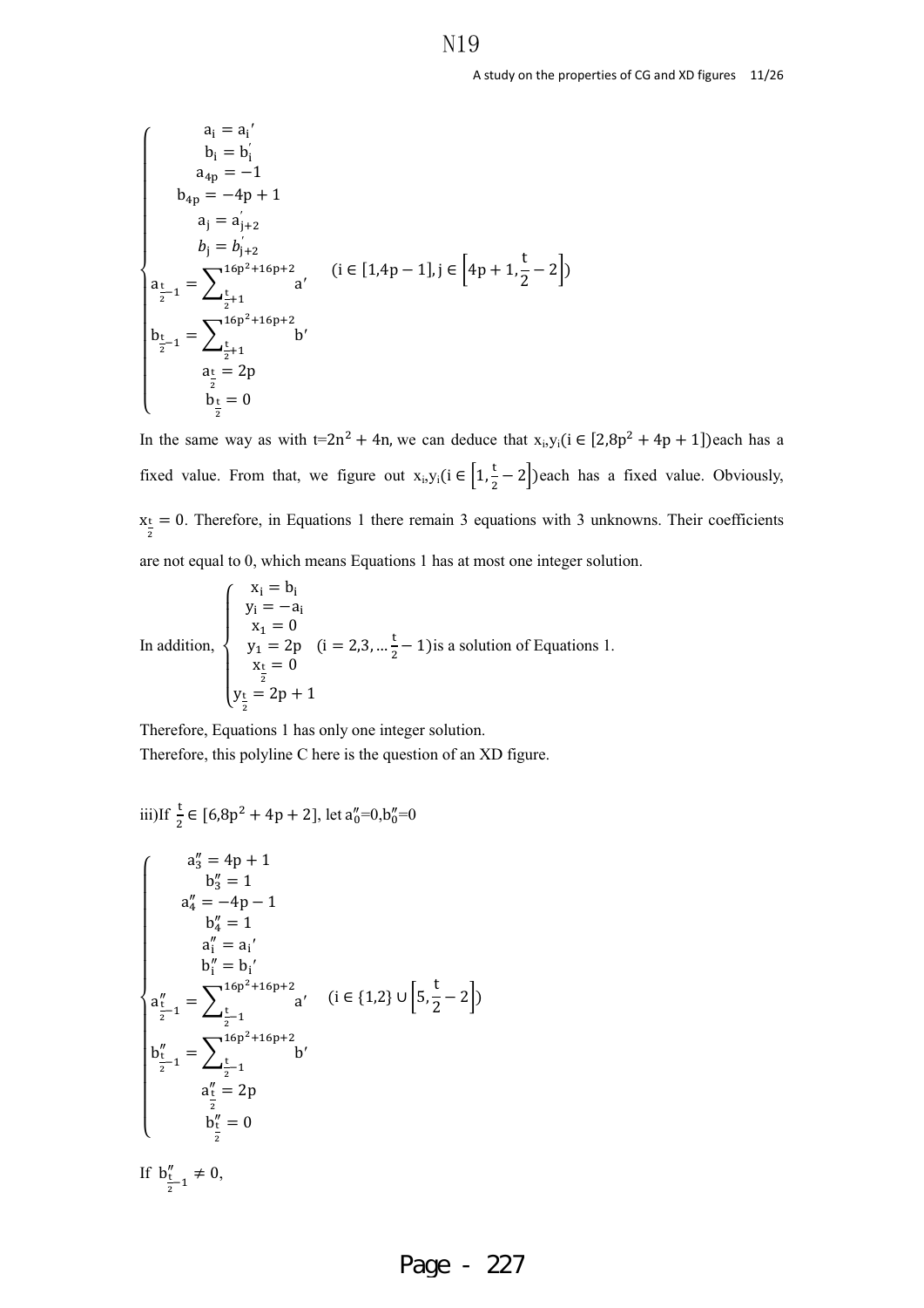$$
\begin{cases}
a_i = a_i' \\
b_i = b_i' \\
a_{4p} = -1 \\
b_{4p} = -4p+1 \\
a_j = a_{j+2}' \\
b_j = b_{j+2}' \\
a_{\frac{t}{2}-1} = \sum_{\frac{t}{2}+1}^{16p^2+16p+2} a' \\
b_{\frac{t}{2}-1} = \sum_{\frac{t}{2}+1}^{16p^2+16p+2} b' \\
a_{\frac{t}{2}} = 2p \\
b_{\frac{t}{2}} = 0
\end{cases}
\quad (i \in [1, 4p-1], j \in \left[4p+1, \frac{t}{2}-2\right])
$$

In the same way as with $t=2n^2+4n$, we can deduce that $x_i, y_i (i \in [2, 8p^2+4p+1])$ each has a fixed value. From that, we figure out $x_i, y_i (i \in \left[1, \frac{t}{2}-2\right])$ each has a fixed value. Obviously, $x_{\frac{t}{2}} = 0$. Therefore, in Equations 1 there remain 3 equations with 3 unknowns. Their coefficients are not equal to 0, which means Equations 1 has at most one integer solution.

In addition, 
$$
\begin{cases}
x_i = b_i \\
y_i = -a_i \\
x_1 = 0 \\
y_1 = 2p \\
x_{\frac{t}{2}} = 0 \\
y_{\frac{t}{2}} = 2p+1
\end{cases}
\quad (i = 2, 3, \ldots \tfrac{t}{2}-1)
$$
is a solution of Equations 1.

Therefore, Equations 1 has only one integer solution.
Therefore, this polyline C here is the question of an XD figure.

iii)If $\frac{t}{2} \in [6, 8p^2+4p+2]$, let $a_0''=0, b_0''=0$

$$
\begin{cases}
a_3'' = 4p+1 \\
b_3'' = 1 \\
a_4'' = -4p-1 \\
b_4'' = 1 \\
a_i'' = a_i' \\
b_i'' = b_i' \\
a_{\frac{t}{2}-1}'' = \sum_{\frac{t}{2}-1}^{16p^2+16p+2} a' \\
b_{\frac{t}{2}-1}'' = \sum_{\frac{t}{2}-1}^{16p^2+16p+2} b' \\
a_{\frac{t}{2}}'' = 2p \\
b_{\frac{t}{2}}'' = 0
\end{cases}
\quad (i \in \{1, 2\} \cup \left[5, \frac{t}{2}-2\right])
$$

If $b_{\frac{t}{2}-1}'' \neq 0$,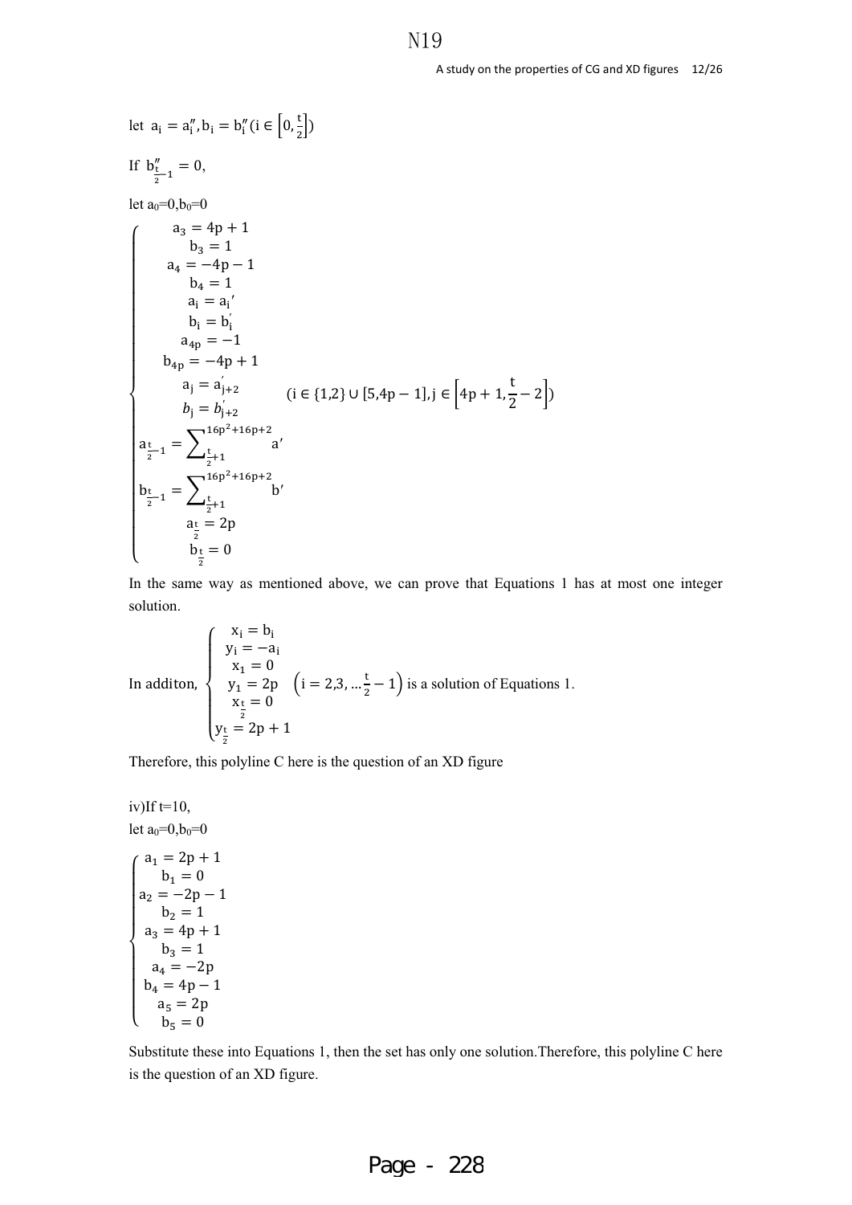let $a_i = a_i'', b_i = b_i'' (i \in \left[0, \frac{t}{2}\right])$

If $b''_{\frac{t}{2}-1} = 0$,

let $a_0=0, b_0=0$

$$
\begin{cases}
a_3 = 4p + 1 \\
b_3 = 1 \\
a_4 = -4p - 1 \\
b_4 = 1 \\
a_i = a_i' \\
b_i = b_i' \\
a_{4p} = -1 \\
b_{4p} = -4p + 1 \\
a_j = a'_{j+2} \\
b_j = b'_{j+2} \\
a_{\frac{t}{2}-1} = \sum_{\frac{t}{2}+1}^{16p^2+16p+2} a' \\
b_{\frac{t}{2}-1} = \sum_{\frac{t}{2}+1}^{16p^2+16p+2} b' \\
a_{\frac{t}{2}} = 2p \\
b_{\frac{t}{2}} = 0
\end{cases}
\quad (i \in \{1,2\} \cup [5, 4p-1], j \in \left[4p+1, \frac{t}{2} - 2\right])
$$

In the same way as mentioned above, we can prove that Equations 1 has at most one integer solution.

In additon, $\begin{cases} x_i = b_i \\ y_i = -a_i \\ x_1 = 0 \\ y_1 = 2p \\ x_{\frac{t}{2}} = 0 \\ y_{\frac{t}{2}} = 2p + 1 \end{cases} \left(i = 2, 3, \ldots \frac{t}{2} - 1\right)$ is a solution of Equations 1.

Therefore, this polyline C here is the question of an XD figure

iv)If t=10,

let $a_0=0, b_0=0$

$$
\begin{cases}
a_1 = 2p + 1 \\
b_1 = 0 \\
a_2 = -2p - 1 \\
b_2 = 1 \\
a_3 = 4p + 1 \\
b_3 = 1 \\
a_4 = -2p \\
b_4 = 4p - 1 \\
a_5 = 2p \\
b_5 = 0
\end{cases}
$$

Substitute these into Equations 1, then the set has only one solution.Therefore, this polyline C here is the question of an XD figure.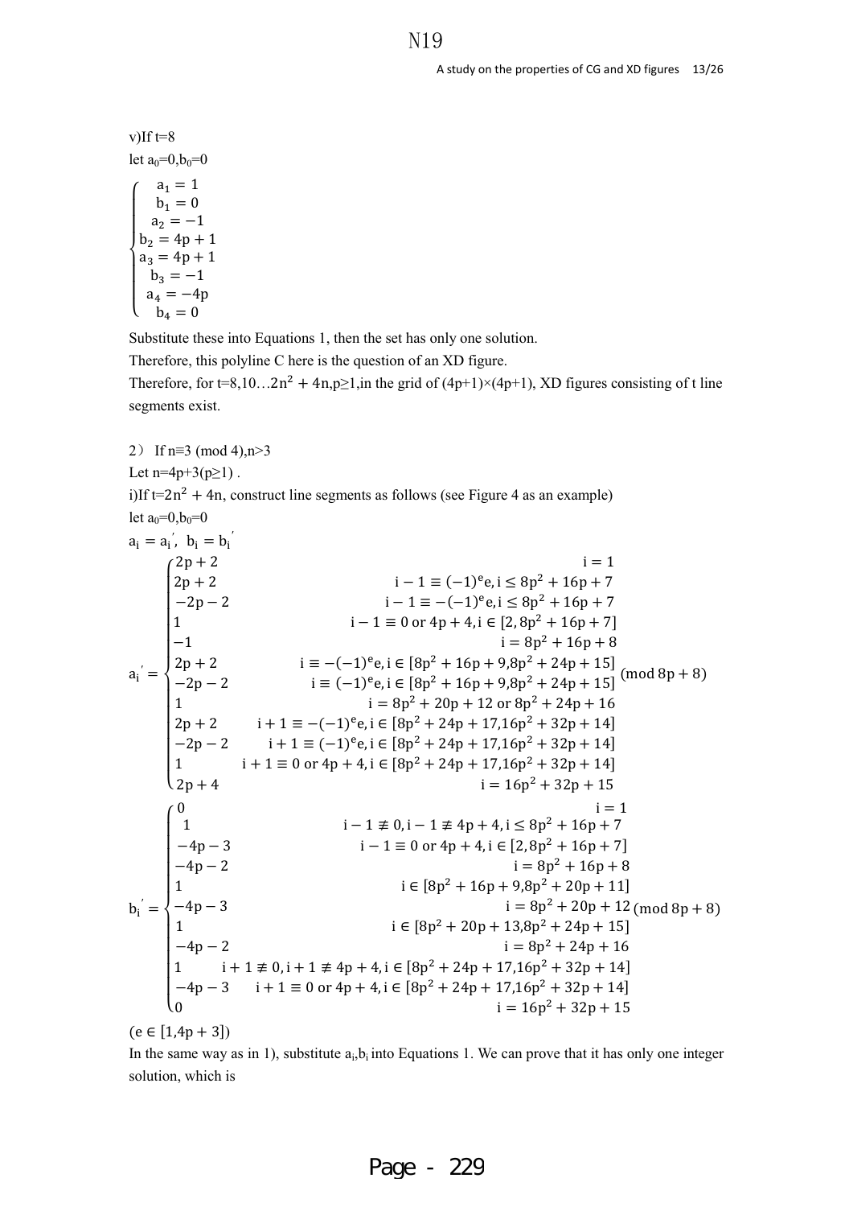v)If t=8

let $a_0=0,b_0=0$

$$\begin{cases} a_1 = 1 \\ b_1 = 0 \\ a_2 = -1 \\ b_2 = 4p+1 \\ a_3 = 4p+1 \\ b_3 = -1 \\ a_4 = -4p \\ b_4 = 0 \end{cases}$$

Substitute these into Equations 1, then the set has only one solution.

Therefore, this polyline C here is the question of an XD figure.

Therefore, for $t=8,10\ldots 2n^2+4n, p\geq 1$, in the grid of $(4p+1)\times(4p+1)$, XD figures consisting of t line segments exist.

2） If $n\equiv 3 \pmod 4, n>3$

Let $n=4p+3(p\geq 1)$ .

i)If $t=2n^2+4n$, construct line segments as follows (see Figure 4 as an example)

let $a_0=0,b_0=0$

$a_i = a_i^{'},\ b_i = b_i^{'}$

$$a_i^{'} = \begin{cases} 2p+2 & i=1 \\ 2p+2 & i-1 \equiv (-1)^e e, i \leq 8p^2+16p+7 \\ -2p-2 & i-1 \equiv -(-1)^e e, i \leq 8p^2+16p+7 \\ 1 & i-1 \equiv 0 \text{ or } 4p+4, i \in [2, 8p^2+16p+7] \\ -1 & i = 8p^2+16p+8 \\ 2p+2 & i \equiv -(-1)^e e, i \in [8p^2+16p+9, 8p^2+24p+15] \\ -2p-2 & i \equiv (-1)^e e, i \in [8p^2+16p+9, 8p^2+24p+15] \\ 1 & i = 8p^2+20p+12 \text{ or } 8p^2+24p+16 \\ 2p+2 & i+1 \equiv -(-1)^e e, i \in [8p^2+24p+17, 16p^2+32p+14] \\ -2p-2 & i+1 \equiv (-1)^e e, i \in [8p^2+24p+17, 16p^2+32p+14] \\ 1 & i+1 \equiv 0 \text{ or } 4p+4, i \in [8p^2+24p+17, 16p^2+32p+14] \\ 2p+4 & i = 16p^2+32p+15 \end{cases} \pmod{8p+8}$$

$$b_i^{'} = \begin{cases} 0 & i=1 \\ 1 & i-1 \not\equiv 0, i-1 \not\equiv 4p+4, i \leq 8p^2+16p+7 \\ -4p-3 & i-1 \equiv 0 \text{ or } 4p+4, i \in [2, 8p^2+16p+7] \\ -4p-2 & i = 8p^2+16p+8 \\ 1 & i \in [8p^2+16p+9, 8p^2+20p+11] \\ -4p-3 & i = 8p^2+20p+12 \\ 1 & i \in [8p^2+20p+13, 8p^2+24p+15] \\ -4p-2 & i = 8p^2+24p+16 \\ 1 & i+1 \not\equiv 0, i+1 \not\equiv 4p+4, i \in [8p^2+24p+17, 16p^2+32p+14] \\ -4p-3 & i+1 \equiv 0 \text{ or } 4p+4, i \in [8p^2+24p+17, 16p^2+32p+14] \\ 0 & i = 16p^2+32p+15 \end{cases} \pmod{8p+8}$$

$(e \in [1, 4p+3])$

In the same way as in 1), substitute $a_i,b_i$ into Equations 1. We can prove that it has only one integer solution, which is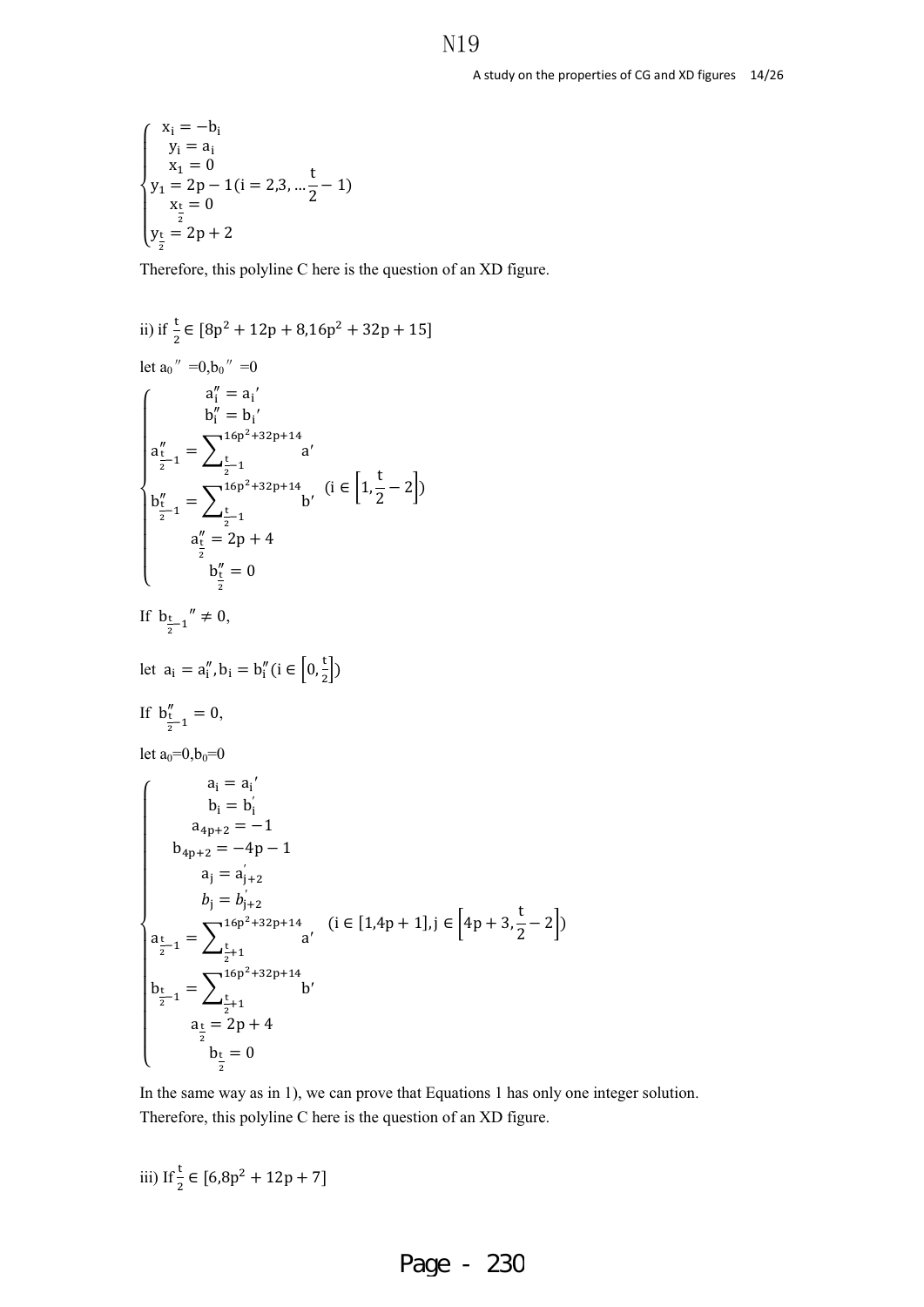$$
\begin{cases}
x_i = -b_i \\
y_i = a_i \\
x_1 = 0 \\
y_1 = 2p-1 (i = 2,3,\ldots \frac{t}{2}-1) \\
x_{\frac{t}{2}} = 0 \\
y_{\frac{t}{2}} = 2p+2
\end{cases}
$$

Therefore, this polyline C here is the question of an XD figure.

ii) if $\frac{t}{2} \in [8p^2+12p+8, 16p^2+32p+15]$

let $a_0'' = 0, b_0'' = 0$

$$
\begin{cases}
a_i'' = a_i' \\
b_i'' = b_i' \\
a''_{\frac{t}{2}-1} = \sum_{\frac{t}{2}-1}^{16p^2+32p+14} a' \\
b''_{\frac{t}{2}-1} = \sum_{\frac{t}{2}-1}^{16p^2+32p+14} b' \quad (i \in \left[1, \frac{t}{2}-2\right]) \\
a''_{\frac{t}{2}} = 2p+4 \\
b''_{\frac{t}{2}} = 0
\end{cases}
$$

If $b_{\frac{t}{2}-1}'' \neq 0$,

let $a_i = a_i'', b_i = b_i'' (i \in \left[0, \frac{t}{2}\right])$

If $b''_{\frac{t}{2}-1} = 0$,

let $a_0=0, b_0=0$

$$
\begin{cases}
a_i = a_i' \\
b_i = b_i' \\
a_{4p+2} = -1 \\
b_{4p+2} = -4p-1 \\
a_j = a'_{j+2} \\
b_j = b'_{j+2} \\
a_{\frac{t}{2}-1} = \sum_{\frac{t}{2}+1}^{16p^2+32p+14} a' \quad (i \in [1, 4p+1], j \in \left[4p+3, \frac{t}{2}-2\right]) \\
b_{\frac{t}{2}-1} = \sum_{\frac{t}{2}+1}^{16p^2+32p+14} b' \\
a_{\frac{t}{2}} = 2p+4 \\
b_{\frac{t}{2}} = 0
\end{cases}
$$

In the same way as in 1), we can prove that Equations 1 has only one integer solution.
Therefore, this polyline C here is the question of an XD figure.

iii) If $\frac{t}{2} \in [6, 8p^2+12p+7]$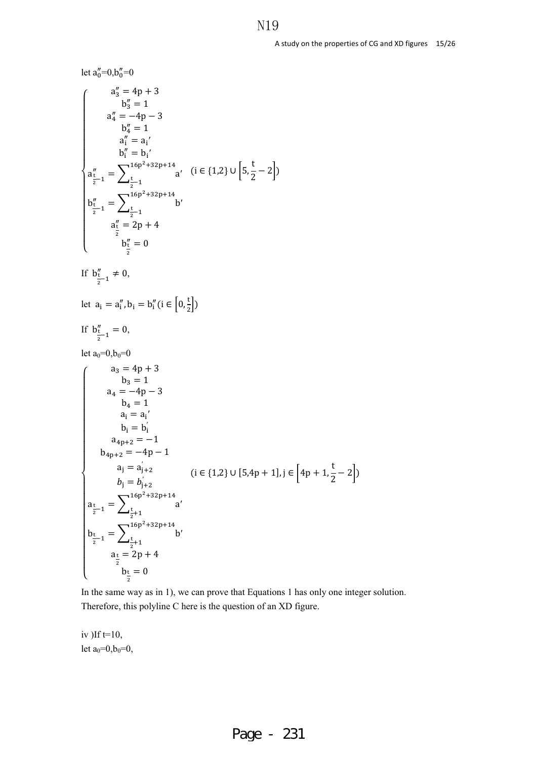let $a''_0=0, b''_0=0$

$$
\begin{cases}
a''_3 = 4p + 3 \\
b''_3 = 1 \\
a''_4 = -4p - 3 \\
b''_4 = 1 \\
a''_i = a_i' \\
b''_i = b_i' \\
a''_{\frac{t}{2}-1} = \sum_{\frac{t}{2}-1}^{16p^2+32p+14} a' \\
b''_{\frac{t}{2}-1} = \sum_{\frac{t}{2}-1}^{16p^2+32p+14} b' \\
a''_{\frac{t}{2}} = 2p + 4 \\
b''_{\frac{t}{2}} = 0
\end{cases}
\quad (i \in \{1,2\} \cup \left[5, \frac{t}{2} - 2\right])
$$

If $b''_{\frac{t}{2}-1} \neq 0$,

let $a_i = a''_i, b_i = b''_i (i \in \left[0, \frac{t}{2}\right])$

If $b''_{\frac{t}{2}-1} = 0$,

let $a_0=0, b_0=0$

$$
\begin{cases}
a_3 = 4p + 3 \\
b_3 = 1 \\
a_4 = -4p - 3 \\
b_4 = 1 \\
a_i = a_i' \\
b_i = b_i' \\
a_{4p+2} = -1 \\
b_{4p+2} = -4p - 1 \\
a_j = a_{j+2}' \\
b_j = b_{j+2}' \\
a_{\frac{t}{2}-1} = \sum_{\frac{t}{2}+1}^{16p^2+32p+14} a' \\
b_{\frac{t}{2}-1} = \sum_{\frac{t}{2}+1}^{16p^2+32p+14} b' \\
a_{\frac{t}{2}} = 2p + 4 \\
b_{\frac{t}{2}} = 0
\end{cases}
\quad (i \in \{1,2\} \cup [5, 4p + 1], j \in \left[4p + 1, \frac{t}{2} - 2\right])
$$

In the same way as in 1), we can prove that Equations 1 has only one integer solution. Therefore, this polyline C here is the question of an XD figure.

iv )If t=10,

let $a_0=0, b_0=0$,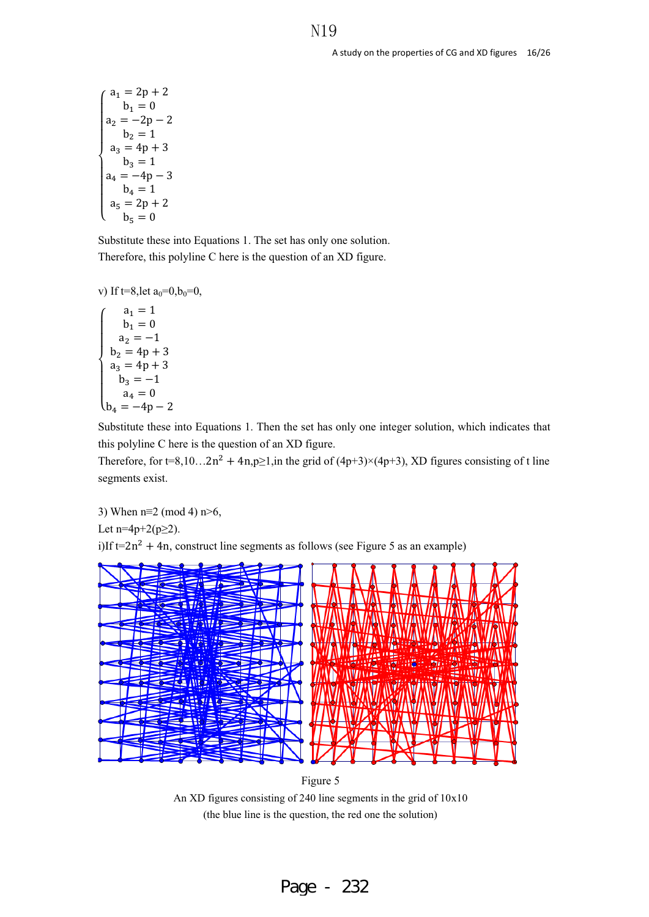$$\begin{cases} a_1 = 2p + 2 \\ b_1 = 0 \\ a_2 = -2p - 2 \\ b_2 = 1 \\ a_3 = 4p + 3 \\ b_3 = 1 \\ a_4 = -4p - 3 \\ b_4 = 1 \\ a_5 = 2p + 2 \\ b_5 = 0 \end{cases}$$

Substitute these into Equations 1. The set has only one solution.
Therefore, this polyline C here is the question of an XD figure.

v) If t=8, let $a_0=0, b_0=0$,

$$\begin{cases} a_1 = 1 \\ b_1 = 0 \\ a_2 = -1 \\ b_2 = 4p + 3 \\ a_3 = 4p + 3 \\ b_3 = -1 \\ a_4 = 0 \\ b_4 = -4p - 2 \end{cases}$$

Substitute these into Equations 1. Then the set has only one integer solution, which indicates that this polyline C here is the question of an XD figure.
Therefore, for $t=8,10\ldots2n^2+4n, p\geq1$, in the grid of $(4p+3)\times(4p+3)$, XD figures consisting of t line segments exist.

3) When $n\equiv2 \pmod 4$ $n>6$,
Let $n=4p+2 (p\geq2)$.
i) If $t=2n^2+4n$, construct line segments as follows (see Figure 5 as an example)

Figure 5
An XD figures consisting of 240 line segments in the grid of 10x10
(the blue line is the question, the red one the solution)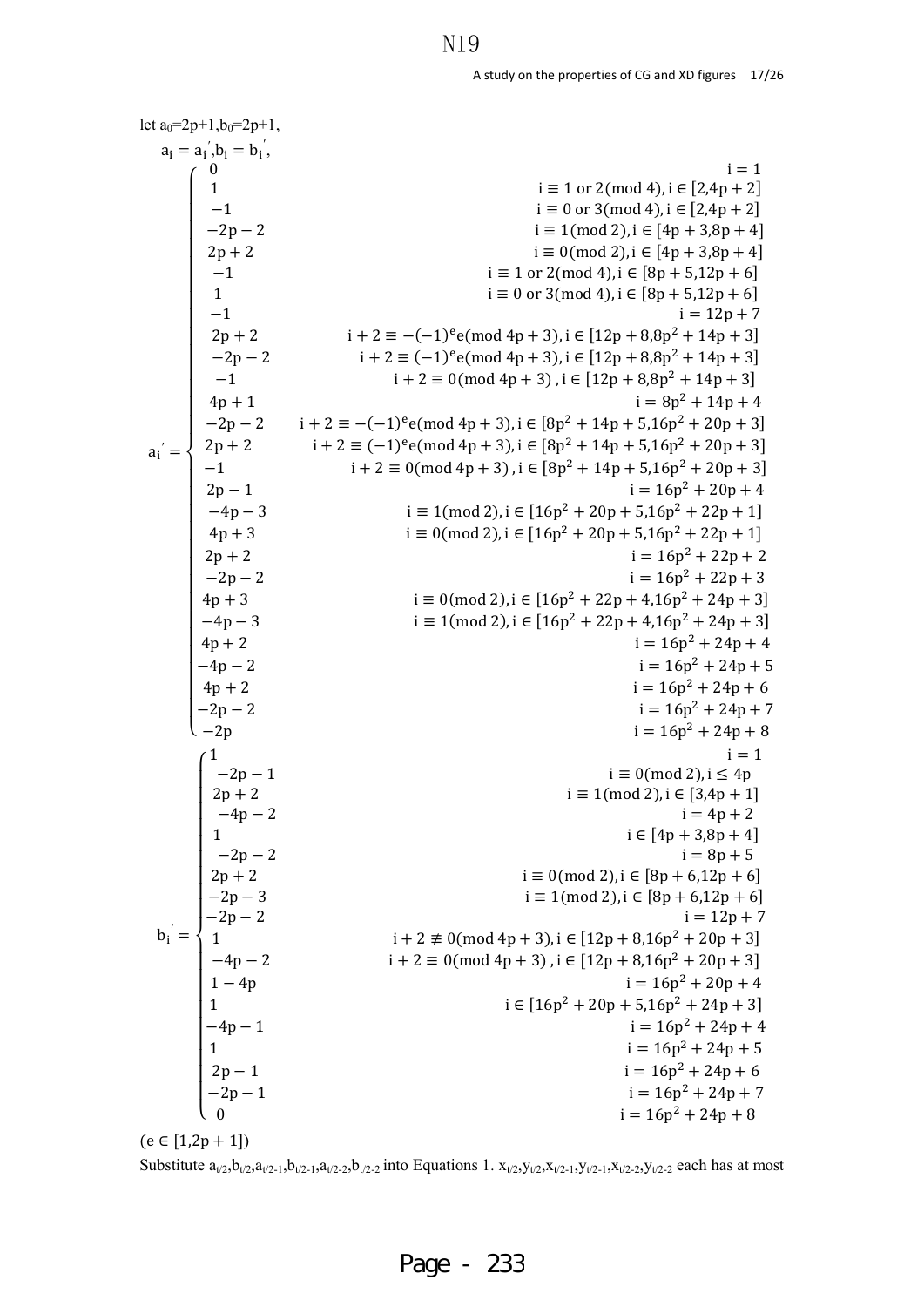let $a_0=2p+1, b_0=2p+1$,

$a_i = a_i', b_i = b_i'$,

$$
a_i' = \begin{cases}
0 & i = 1 \\
1 & i \equiv 1 \text{ or } 2 (\text{mod } 4), i \in [2, 4p+2] \\
-1 & i \equiv 0 \text{ or } 3 (\text{mod } 4), i \in [2, 4p+2] \\
-2p-2 & i \equiv 1 (\text{mod } 2), i \in [4p+3, 8p+4] \\
2p+2 & i \equiv 0 (\text{mod } 2), i \in [4p+3, 8p+4] \\
-1 & i \equiv 1 \text{ or } 2 (\text{mod } 4), i \in [8p+5, 12p+6] \\
1 & i \equiv 0 \text{ or } 3 (\text{mod } 4), i \in [8p+5, 12p+6] \\
-1 & i = 12p+7 \\
2p+2 & i+2 \equiv -(-1)^e e (\text{mod } 4p+3), i \in [12p+8, 8p^2+14p+3] \\
-2p-2 & i+2 \equiv (-1)^e e (\text{mod } 4p+3), i \in [12p+8, 8p^2+14p+3] \\
-1 & i+2 \equiv 0 (\text{mod } 4p+3), i \in [12p+8, 8p^2+14p+3] \\
4p+1 & i = 8p^2+14p+4 \\
-2p-2 & i+2 \equiv -(-1)^e e (\text{mod } 4p+3), i \in [8p^2+14p+5, 16p^2+20p+3] \\
2p+2 & i+2 \equiv (-1)^e e (\text{mod } 4p+3), i \in [8p^2+14p+5, 16p^2+20p+3] \\
-1 & i+2 \equiv 0 (\text{mod } 4p+3), i \in [8p^2+14p+5, 16p^2+20p+3] \\
2p-1 & i = 16p^2+20p+4 \\
-4p-3 & i \equiv 1 (\text{mod } 2), i \in [16p^2+20p+5, 16p^2+22p+1] \\
4p+3 & i \equiv 0 (\text{mod } 2), i \in [16p^2+20p+5, 16p^2+22p+1] \\
2p+2 & i = 16p^2+22p+2 \\
-2p-2 & i = 16p^2+22p+3 \\
4p+3 & i \equiv 0 (\text{mod } 2), i \in [16p^2+22p+4, 16p^2+24p+3] \\
-4p-3 & i \equiv 1 (\text{mod } 2), i \in [16p^2+22p+4, 16p^2+24p+3] \\
4p+2 & i = 16p^2+24p+4 \\
-4p-2 & i = 16p^2+24p+5 \\
4p+2 & i = 16p^2+24p+6 \\
-2p-2 & i = 16p^2+24p+7 \\
-2p & i = 16p^2+24p+8
\end{cases}
$$

$$
b_i' = \begin{cases}
1 & i = 1 \\
-2p-1 & i \equiv 0 (\text{mod } 2), i \leq 4p \\
2p+2 & i \equiv 1 (\text{mod } 2), i \in [3, 4p+1] \\
-4p-2 & i = 4p+2 \\
1 & i \in [4p+3, 8p+4] \\
-2p-2 & i = 8p+5 \\
2p+2 & i \equiv 0 (\text{mod } 2), i \in [8p+6, 12p+6] \\
-2p-3 & i \equiv 1 (\text{mod } 2), i \in [8p+6, 12p+6] \\
-2p-2 & i = 12p+7 \\
1 & i+2 \not\equiv 0 (\text{mod } 4p+3), i \in [12p+8, 16p^2+20p+3] \\
-4p-2 & i+2 \equiv 0 (\text{mod } 4p+3), i \in [12p+8, 16p^2+20p+3] \\
1-4p & i = 16p^2+20p+4 \\
1 & i \in [16p^2+20p+5, 16p^2+24p+3] \\
-4p-1 & i = 16p^2+24p+4 \\
1 & i = 16p^2+24p+5 \\
2p-1 & i = 16p^2+24p+6 \\
-2p-1 & i = 16p^2+24p+7 \\
0 & i = 16p^2+24p+8
\end{cases}
$$

$(e \in [1, 2p+1])$

Substitute $a_{t/2}, b_{t/2}, a_{t/2-1}, b_{t/2-1}, a_{t/2-2}, b_{t/2-2}$ into Equations 1. $x_{t/2}, y_{t/2}, x_{t/2-1}, y_{t/2-1}, x_{t/2-2}, y_{t/2-2}$ each has at most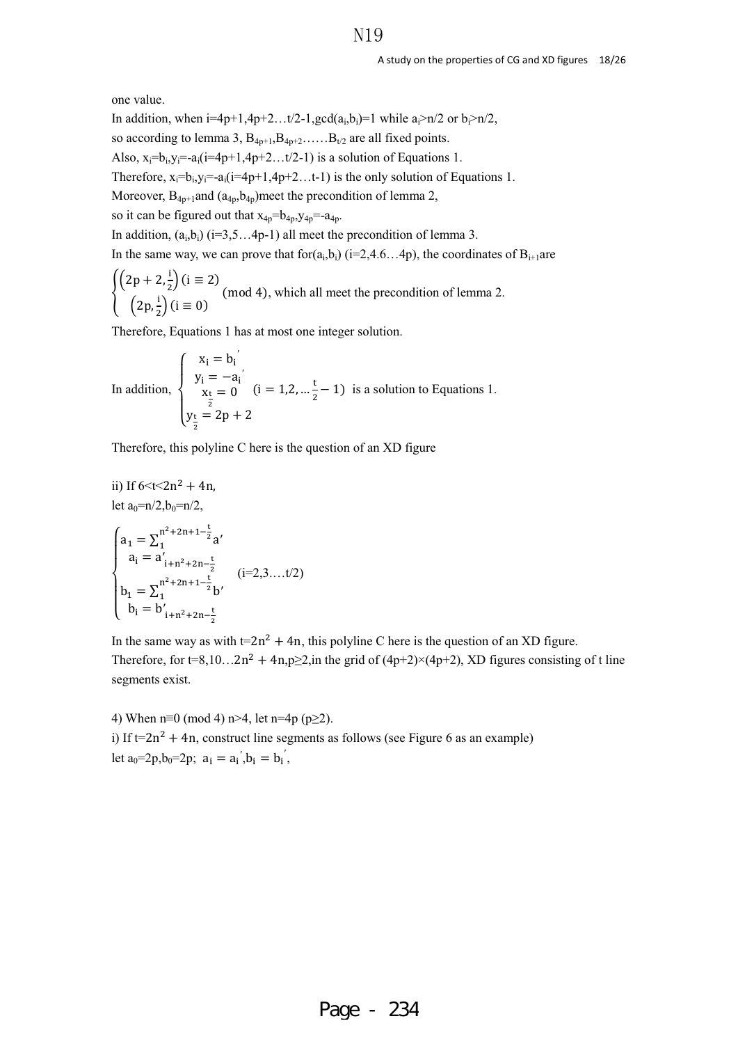one value.

In addition, when $i=4p+1,4p+2\ldots t/2-1$, $\gcd(a_i,b_i)=1$ while $a_i>n/2$ or $b_i>n/2$,

so according to lemma 3, $B_{4p+1},B_{4p+2}\ldots\ldots B_{t/2}$ are all fixed points.

Also, $x_i=b_i, y_i=-a_i (i=4p+1,4p+2\ldots t/2-1)$ is a solution of Equations 1.

Therefore, $x_i=b_i, y_i=-a_i (i=4p+1,4p+2\ldots t-1)$ is the only solution of Equations 1.

Moreover, $B_{4p+1}$ and $(a_{4p},b_{4p})$ meet the precondition of lemma 2,

so it can be figured out that $x_{4p}=b_{4p}, y_{4p}=-a_{4p}$.

In addition, $(a_i,b_i)$ $(i=3,5\ldots 4p-1)$ all meet the precondition of lemma 3.

In the same way, we can prove that for $(a_i,b_i)$ $(i=2,4.6\ldots 4p)$, the coordinates of $B_{i+1}$ are

$$\begin{cases}\left(2p+2,\frac{i}{2}\right)(i\equiv 2)\\ \left(2p,\frac{i}{2}\right)(i\equiv 0)\end{cases}\pmod 4,$$ which all meet the precondition of lemma 2.

Therefore, Equations 1 has at most one integer solution.

In addition, $$\begin{cases}x_i=b_i{}'\\ y_i=-a_i{}'\\ x_{\frac{t}{2}}=0\\ y_{\frac{t}{2}}=2p+2\end{cases}\quad (i=1,2,\ldots\frac{t}{2}-1)$$ is a solution to Equations 1.

Therefore, this polyline C here is the question of an XD figure

ii) If $6<t<2n^2+4n$,

let $a_0=n/2, b_0=n/2$,

$$\begin{cases}a_1=\sum_1^{n^2+2n+1-\frac{t}{2}}a'\\ a_i=a'_{i+n^2+2n-\frac{t}{2}}\\ b_1=\sum_1^{n^2+2n+1-\frac{t}{2}}b'\\ b_i=b'_{i+n^2+2n-\frac{t}{2}}\end{cases}\quad (i=2,3\ldots.t/2)$$

In the same way as with $t=2n^2+4n$, this polyline C here is the question of an XD figure.

Therefore, for $t=8,10\ldots 2n^2+4n, p\geq 2$, in the grid of $(4p+2)\times(4p+2)$, XD figures consisting of t line segments exist.

4) When $n\equiv 0 \pmod 4$ $n>4$, let $n=4p$ $(p\geq 2)$.

i) If $t=2n^2+4n$, construct line segments as follows (see Figure 6 as an example)

let $a_0=2p, b_0=2p$; $a_i=a_i{}', b_i=b_i{}'$,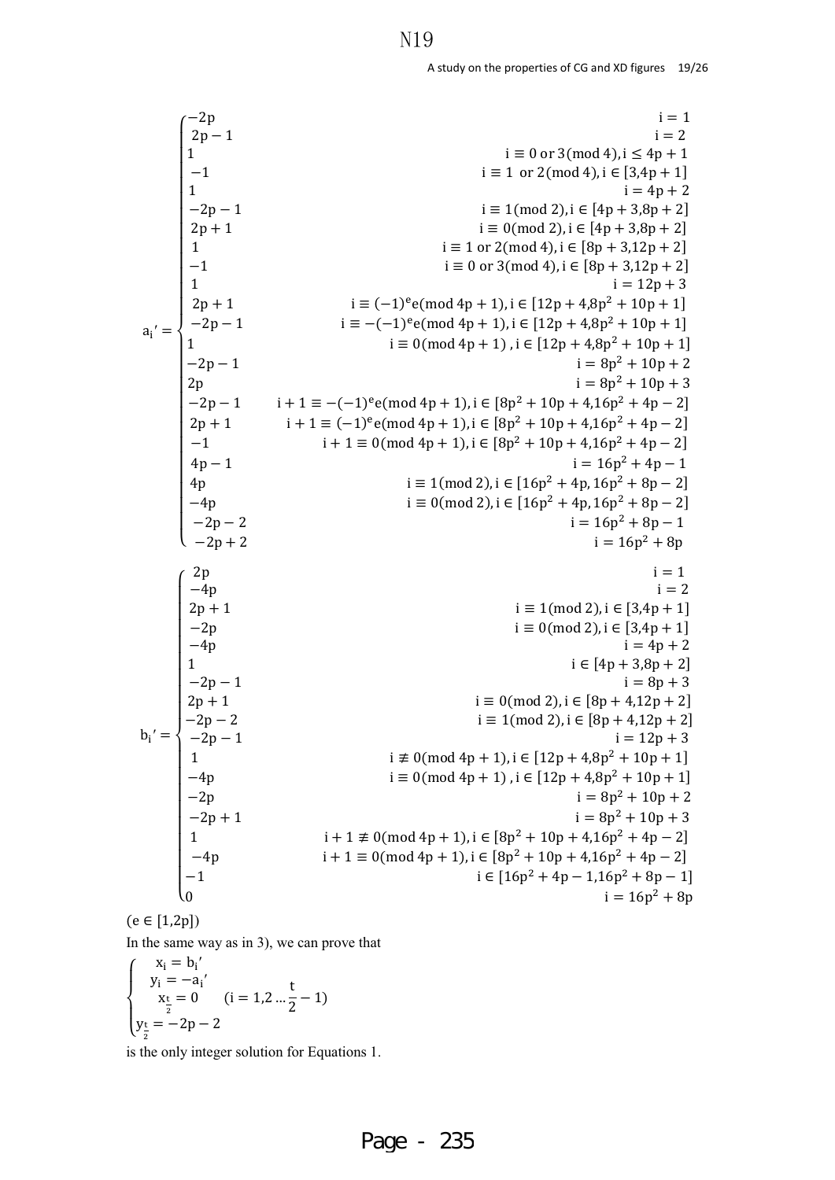$$
a_i' = \begin{cases}
-2p & i = 1 \\
2p-1 & i = 2 \\
1 & i \equiv 0 \text{ or } 3 (\text{mod } 4), i \leq 4p+1 \\
-1 & i \equiv 1 \text{ or } 2 (\text{mod } 4), i \in [3, 4p+1] \\
1 & i = 4p+2 \\
-2p-1 & i \equiv 1 (\text{mod } 2), i \in [4p+3, 8p+2] \\
2p+1 & i \equiv 0 (\text{mod } 2), i \in [4p+3, 8p+2] \\
1 & i \equiv 1 \text{ or } 2 (\text{mod } 4), i \in [8p+3, 12p+2] \\
-1 & i \equiv 0 \text{ or } 3 (\text{mod } 4), i \in [8p+3, 12p+2] \\
1 & i = 12p+3 \\
2p+1 & i \equiv (-1)^e e (\text{mod } 4p+1), i \in [12p+4, 8p^2+10p+1] \\
-2p-1 & i \equiv -(-1)^e e (\text{mod } 4p+1), i \in [12p+4, 8p^2+10p+1] \\
1 & i \equiv 0 (\text{mod } 4p+1), i \in [12p+4, 8p^2+10p+1] \\
-2p-1 & i = 8p^2+10p+2 \\
2p & i = 8p^2+10p+3 \\
-2p-1 & i+1 \equiv -(-1)^e e (\text{mod } 4p+1), i \in [8p^2+10p+4, 16p^2+4p-2] \\
2p+1 & i+1 \equiv (-1)^e e (\text{mod } 4p+1), i \in [8p^2+10p+4, 16p^2+4p-2] \\
-1 & i+1 \equiv 0 (\text{mod } 4p+1), i \in [8p^2+10p+4, 16p^2+4p-2] \\
4p-1 & i = 16p^2+4p-1 \\
4p & i \equiv 1 (\text{mod } 2), i \in [16p^2+4p, 16p^2+8p-2] \\
-4p & i \equiv 0 (\text{mod } 2), i \in [16p^2+4p, 16p^2+8p-2] \\
-2p-2 & i = 16p^2+8p-1 \\
-2p+2 & i = 16p^2+8p
\end{cases}
$$

$$
b_i' = \begin{cases}
2p & i = 1 \\
-4p & i = 2 \\
2p+1 & i \equiv 1 (\text{mod } 2), i \in [3, 4p+1] \\
-2p & i \equiv 0 (\text{mod } 2), i \in [3, 4p+1] \\
-4p & i = 4p+2 \\
1 & i \in [4p+3, 8p+2] \\
-2p-1 & i = 8p+3 \\
2p+1 & i \equiv 0 (\text{mod } 2), i \in [8p+4, 12p+2] \\
-2p-2 & i \equiv 1 (\text{mod } 2), i \in [8p+4, 12p+2] \\
-2p-1 & i = 12p+3 \\
1 & i \not\equiv 0 (\text{mod } 4p+1), i \in [12p+4, 8p^2+10p+1] \\
-4p & i \equiv 0 (\text{mod } 4p+1), i \in [12p+4, 8p^2+10p+1] \\
-2p & i = 8p^2+10p+2 \\
-2p+1 & i = 8p^2+10p+3 \\
1 & i+1 \not\equiv 0 (\text{mod } 4p+1), i \in [8p^2+10p+4, 16p^2+4p-2] \\
-4p & i+1 \equiv 0 (\text{mod } 4p+1), i \in [8p^2+10p+4, 16p^2+4p-2] \\
-1 & i \in [16p^2+4p-1, 16p^2+8p-1] \\
0 & i = 16p^2+8p
\end{cases}
$$

$(e \in [1, 2p])$

In the same way as in 3), we can prove that

$$
\begin{cases}
x_i = b_i' \\
y_i = -a_i' \\
x_{\frac{t}{2}} = 0 \quad (i = 1, 2 \ldots \frac{t}{2} - 1) \\
y_{\frac{t}{2}} = -2p-2
\end{cases}
$$

is the only integer solution for Equations 1.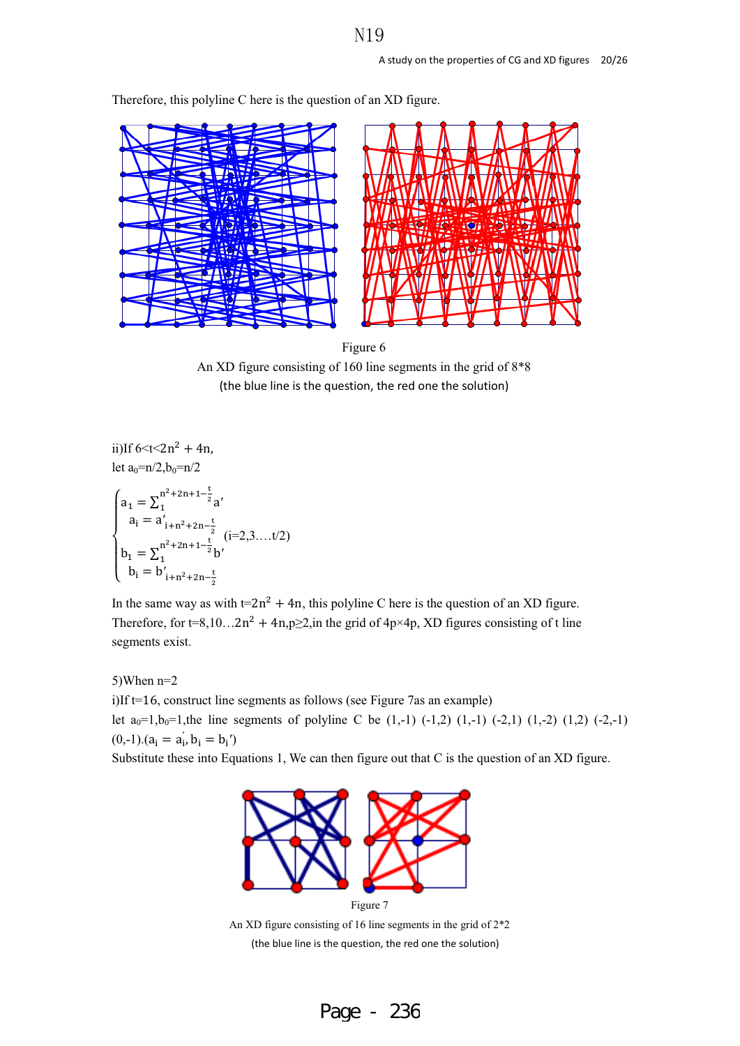Therefore, this polyline C here is the question of an XD figure.

Figure 6

An XD figure consisting of 160 line segments in the grid of 8*8

(the blue line is the question, the red one the solution)

ii)If $6<t<2n^2+4n$,

let $a_0=n/2$, $b_0=n/2$

$$
\begin{cases}
a_1 = \sum_1^{n^2+2n+1-\frac{t}{2}} a' \\
\quad a_i = a'_{i+n^2+2n-\frac{t}{2}} \\
b_1 = \sum_1^{n^2+2n+1-\frac{t}{2}} b' \\
\quad b_i = b'_{i+n^2+2n-\frac{t}{2}}
\end{cases}
\quad (i=2,3....t/2)
$$

In the same way as with $t=2n^2+4n$, this polyline C here is the question of an XD figure. Therefore, for $t=8,10\ldots 2n^2+4n$, $p\geq 2$, in the grid of $4p\times 4p$, XD figures consisting of t line segments exist.

5)When n=2

i)If t=16, construct line segments as follows (see Figure 7as an example)

let $a_0=1$, $b_0=1$, the line segments of polyline C be (1,-1) (-1,2) (1,-1) (-2,1) (1,-2) (1,2) (-2,-1) (0,-1).($a_i=a_i'$, $b_i=b_i'$)

Substitute these into Equations 1, We can then figure out that C is the question of an XD figure.

Figure 7

An XD figure consisting of 16 line segments in the grid of 2*2

(the blue line is the question, the red one the solution)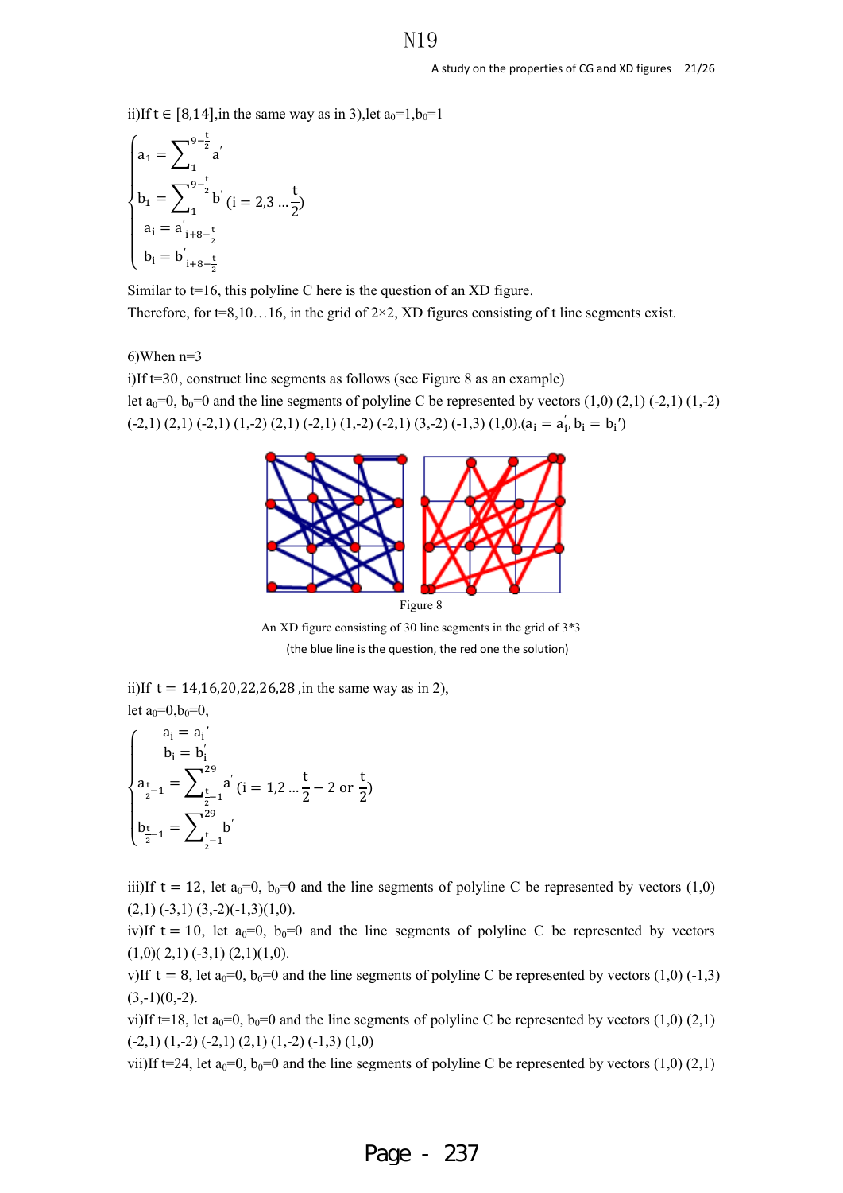ii)If $t \in [8,14]$, in the same way as in 3), let $a_0=1, b_0=1$

$$
\begin{cases}
a_1 = \sum_{1}^{9-\frac{t}{2}} a' \\
b_1 = \sum_{1}^{9-\frac{t}{2}} b' \ (i = 2,3 \ldots \frac{t}{2}) \\
a_i = a'_{i+8-\frac{t}{2}} \\
b_i = b'_{i+8-\frac{t}{2}}
\end{cases}
$$

Similar to t=16, this polyline C here is the question of an XD figure.

Therefore, for t=8,10…16, in the grid of 2×2, XD figures consisting of t line segments exist.

6)When n=3

i)If t=30, construct line segments as follows (see Figure 8 as an example)

let $a_0=0$, $b_0=0$ and the line segments of polyline C be represented by vectors (1,0) (2,1) (-2,1) (1,-2) (-2,1) (2,1) (-2,1) (1,-2) (2,1) (-2,1) (1,-2) (-2,1) (3,-2) (-1,3) (1,0).($a_i = a_i'$, $b_i = b_i'$)

Figure 8

An XD figure consisting of 30 line segments in the grid of 3*3

(the blue line is the question, the red one the solution)

ii)If $t = 14,16,20,22,26,28$, in the same way as in 2),

let $a_0=0, b_0=0$,

$$
\begin{cases}
a_i = a_i' \\
b_i = b_i' \\
a_{\frac{t}{2}-1} = \sum_{\frac{t}{2}-1}^{29} a' \ (i = 1,2 \ldots \frac{t}{2} - 2 \text{ or } \frac{t}{2}) \\
b_{\frac{t}{2}-1} = \sum_{\frac{t}{2}-1}^{29} b'
\end{cases}
$$

iii)If $t = 12$, let $a_0=0$, $b_0=0$ and the line segments of polyline C be represented by vectors (1,0) (2,1) (-3,1) (3,-2)(-1,3)(1,0).

iv)If $t = 10$, let $a_0=0$, $b_0=0$ and the line segments of polyline C be represented by vectors (1,0)( 2,1) (-3,1) (2,1)(1,0).

v)If $t = 8$, let $a_0=0$, $b_0=0$ and the line segments of polyline C be represented by vectors (1,0) (-1,3) (3,-1)(0,-2).

vi)If t=18, let $a_0=0$, $b_0=0$ and the line segments of polyline C be represented by vectors (1,0) (2,1) (-2,1) (1,-2) (-2,1) (2,1) (1,-2) (-1,3) (1,0)

vii)If t=24, let $a_0=0$, $b_0=0$ and the line segments of polyline C be represented by vectors (1,0) (2,1)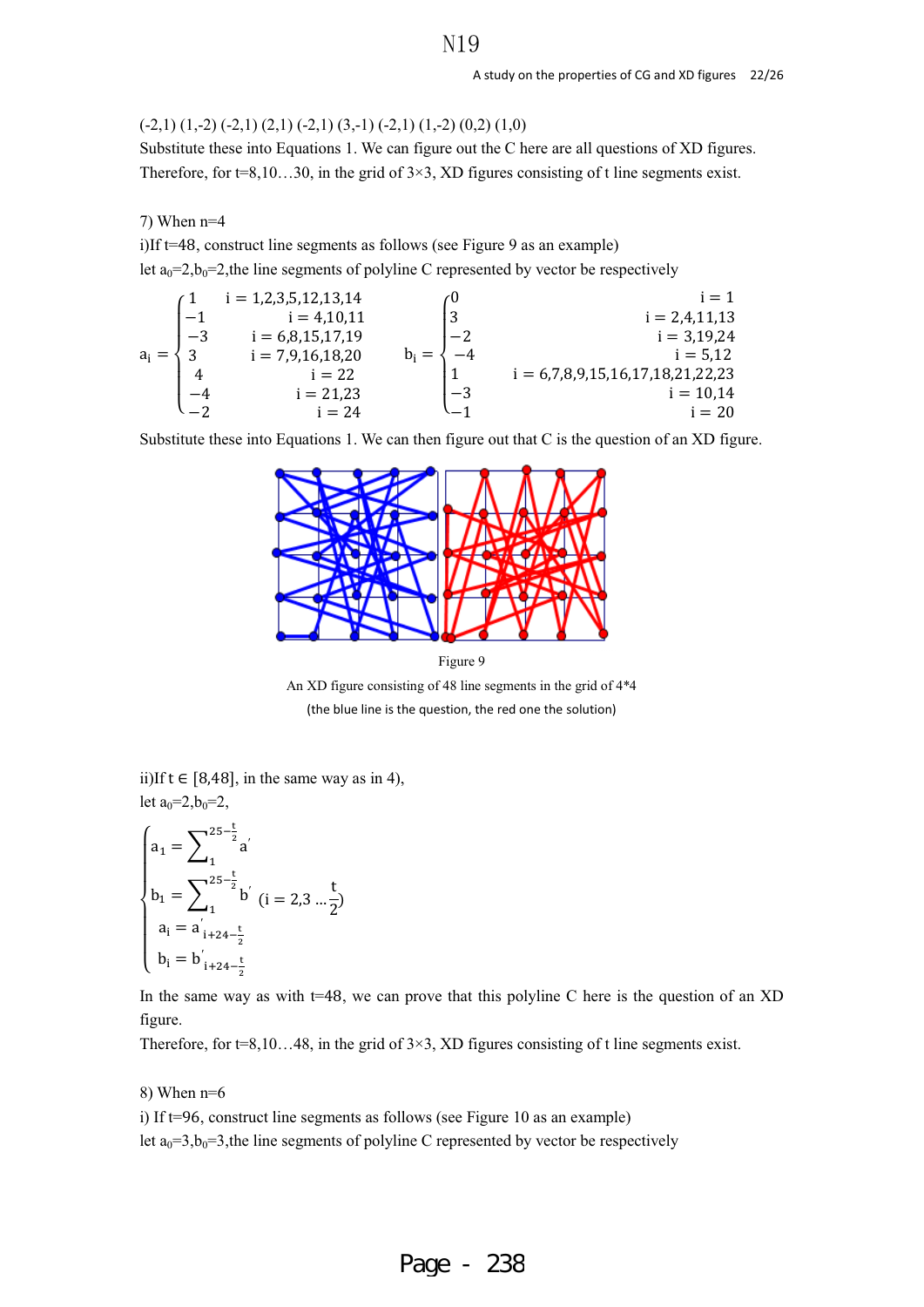(-2,1) (1,-2) (-2,1) (2,1) (-2,1) (3,-1) (-2,1) (1,-2) (0,2) (1,0)

Substitute these into Equations 1. We can figure out the C here are all questions of XD figures.

Therefore, for t=8,10…30, in the grid of 3×3, XD figures consisting of t line segments exist.

7) When n=4

i)If t=48, construct line segments as follows (see Figure 9 as an example)

let $a_0$=2,$b_0$=2,the line segments of polyline C represented by vector be respectively

$$a_i = \begin{cases} 1 & i = 1,2,3,5,12,13,14 \\ -1 & i = 4,10,11 \\ -3 & i = 6,8,15,17,19 \\ 3 & i = 7,9,16,18,20 \\ 4 & i = 22 \\ -4 & i = 21,23 \\ -2 & i = 24 \end{cases} \qquad b_i = \begin{cases} 0 & i = 1 \\ 3 & i = 2,4,11,13 \\ -2 & i = 3,19,24 \\ -4 & i = 5,12 \\ 1 & i = 6,7,8,9,15,16,17,18,21,22,23 \\ -3 & i = 10,14 \\ -1 & i = 20 \end{cases}$$

Substitute these into Equations 1. We can then figure out that C is the question of an XD figure.

Figure 9

An XD figure consisting of 48 line segments in the grid of 4*4

(the blue line is the question, the red one the solution)

ii)If t ∈ [8,48], in the same way as in 4),

let $a_0$=2,$b_0$=2,

$$\begin{cases} a_1 = \sum_{1}^{25-\frac{t}{2}} a' \\ b_1 = \sum_{1}^{25-\frac{t}{2}} b' \quad (i = 2,3 \ldots \frac{t}{2}) \\ a_i = a'_{i+24-\frac{t}{2}} \\ b_i = b'_{i+24-\frac{t}{2}} \end{cases}$$

In the same way as with t=48, we can prove that this polyline C here is the question of an XD figure.

Therefore, for t=8,10…48, in the grid of 3×3, XD figures consisting of t line segments exist.

8) When n=6

i) If t=96, construct line segments as follows (see Figure 10 as an example)

let $a_0$=3,$b_0$=3,the line segments of polyline C represented by vector be respectively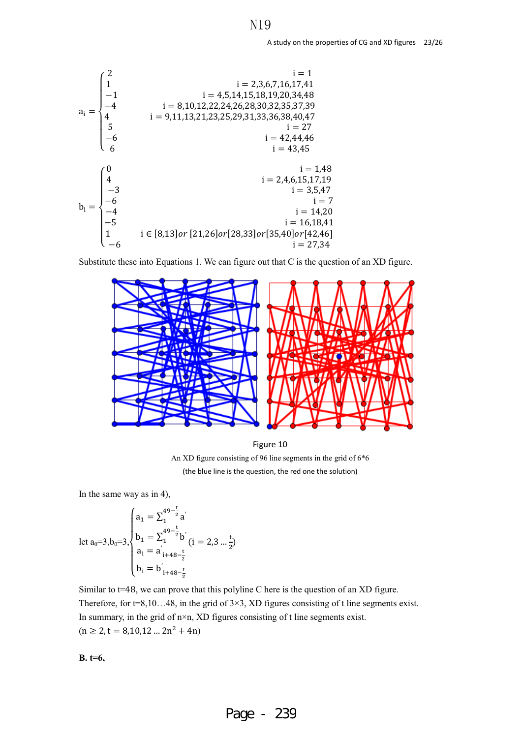$$a_i = \begin{cases} 2 & i = 1 \\ 1 & i = 2,3,6,7,16,17,41 \\ -1 & i = 4,5,14,15,18,19,20,34,48 \\ -4 & i = 8,10,12,22,24,26,28,30,32,35,37,39 \\ 4 & i = 9,11,13,21,23,25,29,31,33,36,38,40,47 \\ 5 & i = 27 \\ -6 & i = 42,44,46 \\ 6 & i = 43,45 \end{cases}$$

$$b_i = \begin{cases} 0 & i = 1,48 \\ 4 & i = 2,4,6,15,17,19 \\ -3 & i = 3,5,47 \\ -6 & i = 7 \\ -4 & i = 14,20 \\ -5 & i = 16,18,41 \\ 1 & i \in [8,13] or [21,26] or [28,33] or [35,40] or [42,46] \\ -6 & i = 27,34 \end{cases}$$

Substitute these into Equations 1. We can figure out that C is the question of an XD figure.

Figure 10

An XD figure consisting of 96 line segments in the grid of 6*6

(the blue line is the question, the red one the solution)

In the same way as in 4),

let $a_0=3, b_0=3$, $\begin{cases} a_1 = \sum_1^{49-\frac{t}{2}} a' \\ b_1 = \sum_1^{49-\frac{t}{2}} b' \\ a_i = a'_{i+48-\frac{t}{2}} \\ b_i = b'_{i+48-\frac{t}{2}} \end{cases} (i = 2,3 \ldots \frac{t}{2})$

Similar to t=48, we can prove that this polyline C here is the question of an XD figure.
Therefore, for t=8,10…48, in the grid of 3×3, XD figures consisting of t line segments exist.
In summary, in the grid of n×n, XD figures consisting of t line segments exist.
$(n \geq 2, t = 8,10,12 \ldots 2n^2 + 4n)$

**B. t=6,**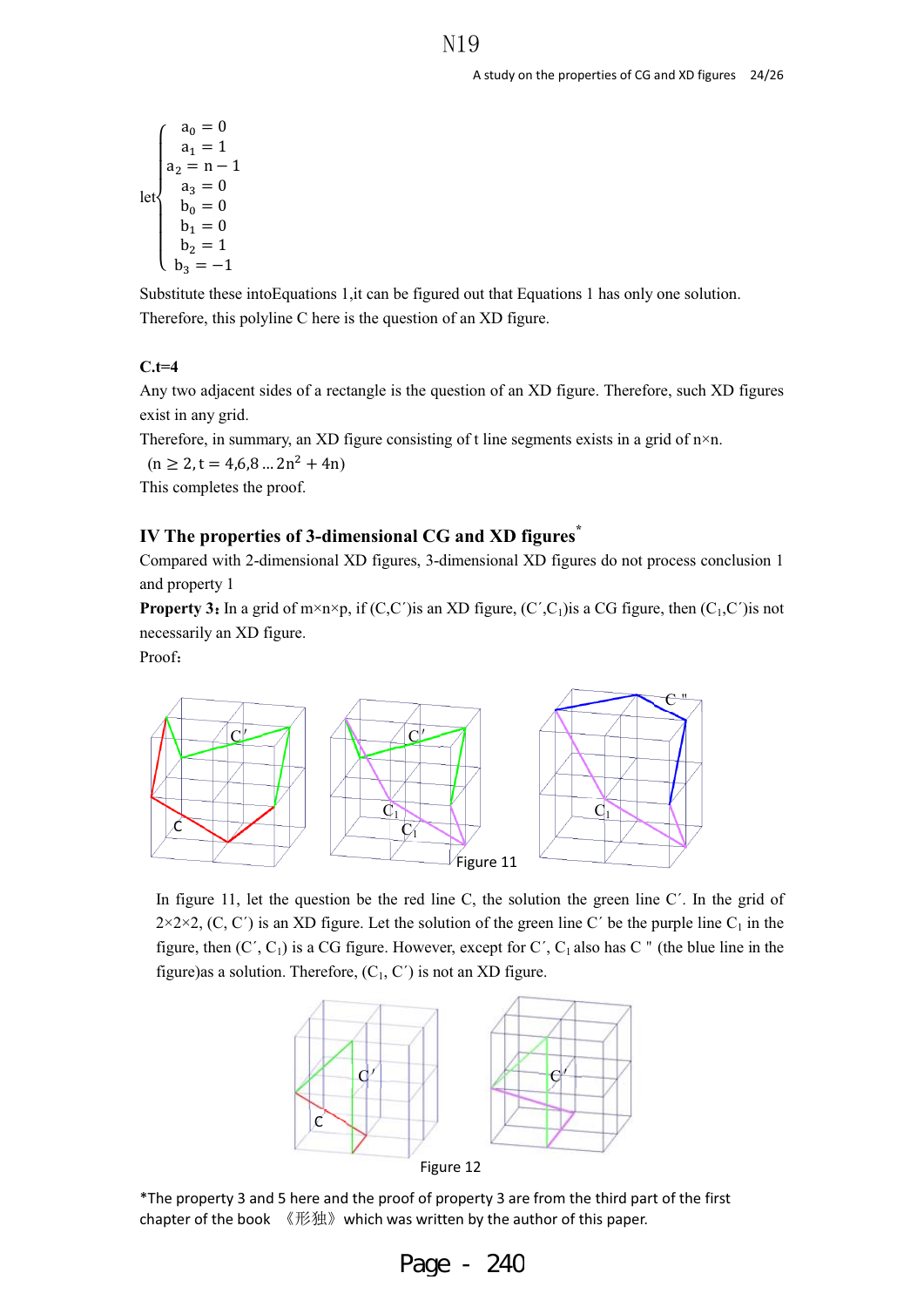$$
\text{let}\begin{cases} a_0 = 0 \\ a_1 = 1 \\ a_2 = n-1 \\ a_3 = 0 \\ b_0 = 0 \\ b_1 = 0 \\ b_2 = 1 \\ b_3 = -1 \end{cases}
$$

Substitute these intoEquations 1,it can be figured out that Equations 1 has only one solution. Therefore, this polyline C here is the question of an XD figure.

**C.t=4**

Any two adjacent sides of a rectangle is the question of an XD figure. Therefore, such XD figures exist in any grid.

Therefore, in summary, an XD figure consisting of t line segments exists in a grid of n×n.

$(n \geq 2, t = 4,6,8 \ldots 2n^2 + 4n)$

This completes the proof.

## IV The properties of 3-dimensional CG and XD figures*

Compared with 2-dimensional XD figures, 3-dimensional XD figures do not process conclusion 1 and property 1

**Property 3:** In a grid of m×n×p, if (C,C′)is an XD figure, (C′,$C_1$)is a CG figure, then ($C_1$,C′)is not necessarily an XD figure.

Proof:

Figure 11

In figure 11, let the question be the red line C, the solution the green line C′. In the grid of 2×2×2, (C, C′) is an XD figure. Let the solution of the green line C′ be the purple line $C_1$ in the figure, then (C′, $C_1$) is a CG figure. However, except for C′, $C_1$ also has C " (the blue line in the figure)as a solution. Therefore, ($C_1$, C′) is not an XD figure.

Figure 12

*The property 3 and 5 here and the proof of property 3 are from the third part of the first chapter of the book 《形独》which was written by the author of this paper.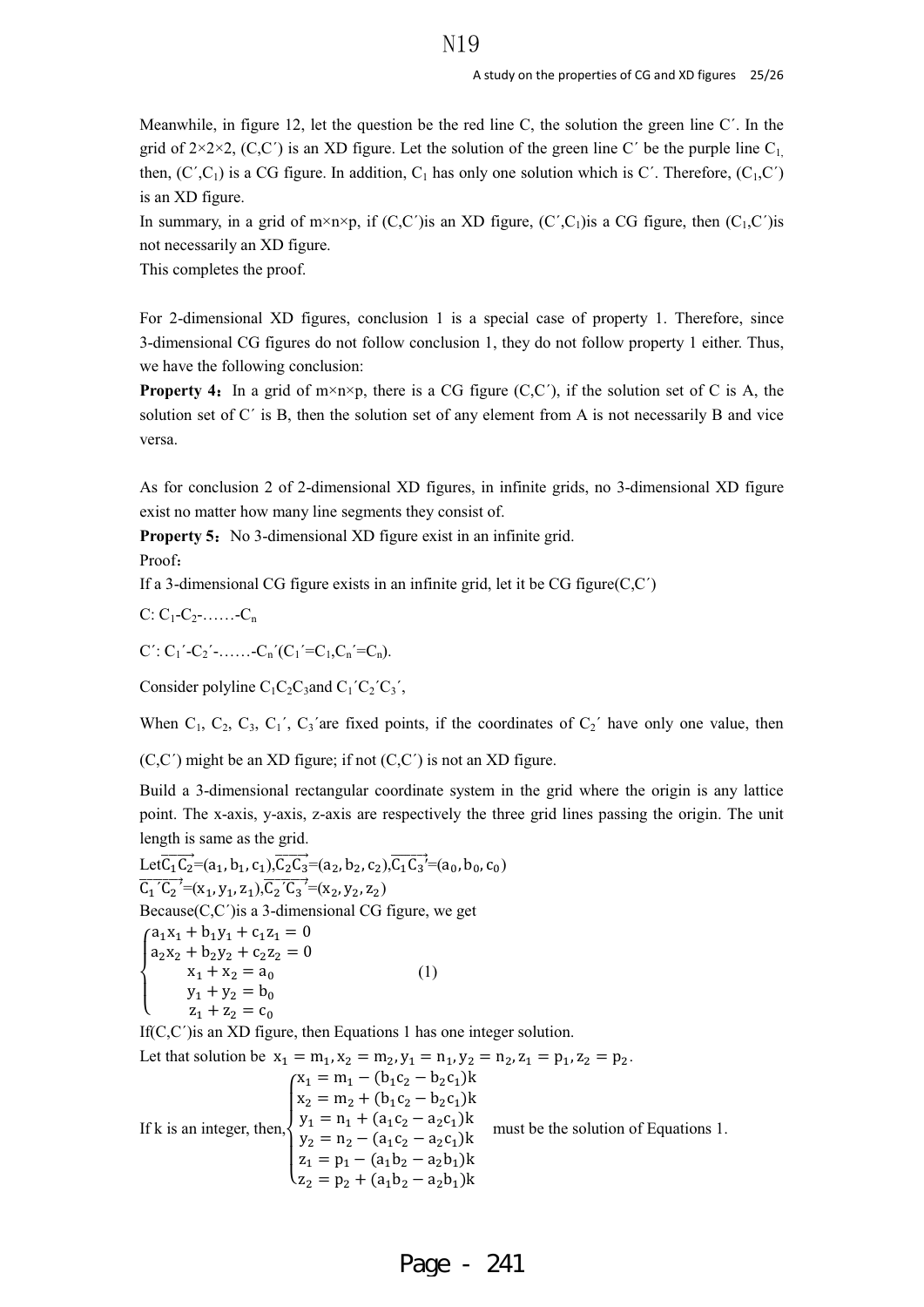Meanwhile, in figure 12, let the question be the red line C, the solution the green line C′. In the grid of 2×2×2, (C,C′) is an XD figure. Let the solution of the green line C′ be the purple line $C_1$, then, (C′,$C_1$) is a CG figure. In addition, $C_1$ has only one solution which is C′. Therefore, ($C_1$,C′) is an XD figure.

In summary, in a grid of m×n×p, if (C,C′)is an XD figure, (C′,$C_1$)is a CG figure, then ($C_1$,C′)is not necessarily an XD figure.

This completes the proof.

For 2-dimensional XD figures, conclusion 1 is a special case of property 1. Therefore, since 3-dimensional CG figures do not follow conclusion 1, they do not follow property 1 either. Thus, we have the following conclusion:

**Property 4**：In a grid of m×n×p, there is a CG figure (C,C′), if the solution set of C is A, the solution set of C′ is B, then the solution set of any element from A is not necessarily B and vice versa.

As for conclusion 2 of 2-dimensional XD figures, in infinite grids, no 3-dimensional XD figure exist no matter how many line segments they consist of.

**Property 5**：No 3-dimensional XD figure exist in an infinite grid.

Proof：

If a 3-dimensional CG figure exists in an infinite grid, let it be CG figure(C,C′)

C: $C_1$-$C_2$-……-$C_n$

C′: $C_1'$-$C_2'$-……-$C_n'$($C_1'$=$C_1$,$C_n'$=$C_n$).

Consider polyline $C_1C_2C_3$and $C_1'C_2'C_3'$,

When $C_1$, $C_2$, $C_3$, $C_1'$, $C_3'$are fixed points, if the coordinates of $C_2'$ have only one value, then (C,C′) might be an XD figure; if not (C,C′) is not an XD figure.

Build a 3-dimensional rectangular coordinate system in the grid where the origin is any lattice point. The x-axis, y-axis, z-axis are respectively the three grid lines passing the origin. The unit length is same as the grid.

Let$\overrightarrow{C_1C_2}=(a_1,b_1,c_1)$,$\overrightarrow{C_2C_3}=(a_2,b_2,c_2)$,$\overrightarrow{C_1C_3}=(a_0,b_0,c_0)$

$\overrightarrow{C_1'C_2'}=(x_1,y_1,z_1)$,$\overrightarrow{C_2'C_3'}=(x_2,y_2,z_2)$

Because(C,C′)is a 3-dimensional CG figure, we get

$$\begin{cases} a_1x_1+b_1y_1+c_1z_1=0 \\ a_2x_2+b_2y_2+c_2z_2=0 \\ x_1+x_2=a_0 \\ y_1+y_2=b_0 \\ z_1+z_2=c_0 \end{cases} \qquad (1)$$

If(C,C′)is an XD figure, then Equations 1 has one integer solution.

Let that solution be $x_1=m_1, x_2=m_2, y_1=n_1, y_2=n_2, z_1=p_1, z_2=p_2$.

If k is an integer, then,
$$\begin{cases} x_1=m_1-(b_1c_2-b_2c_1)k \\ x_2=m_2+(b_1c_2-b_2c_1)k \\ y_1=n_1+(a_1c_2-a_2c_1)k \\ y_2=n_2-(a_1c_2-a_2c_1)k \\ z_1=p_1-(a_1b_2-a_2b_1)k \\ z_2=p_2+(a_1b_2-a_2b_1)k \end{cases}$$
must be the solution of Equations 1.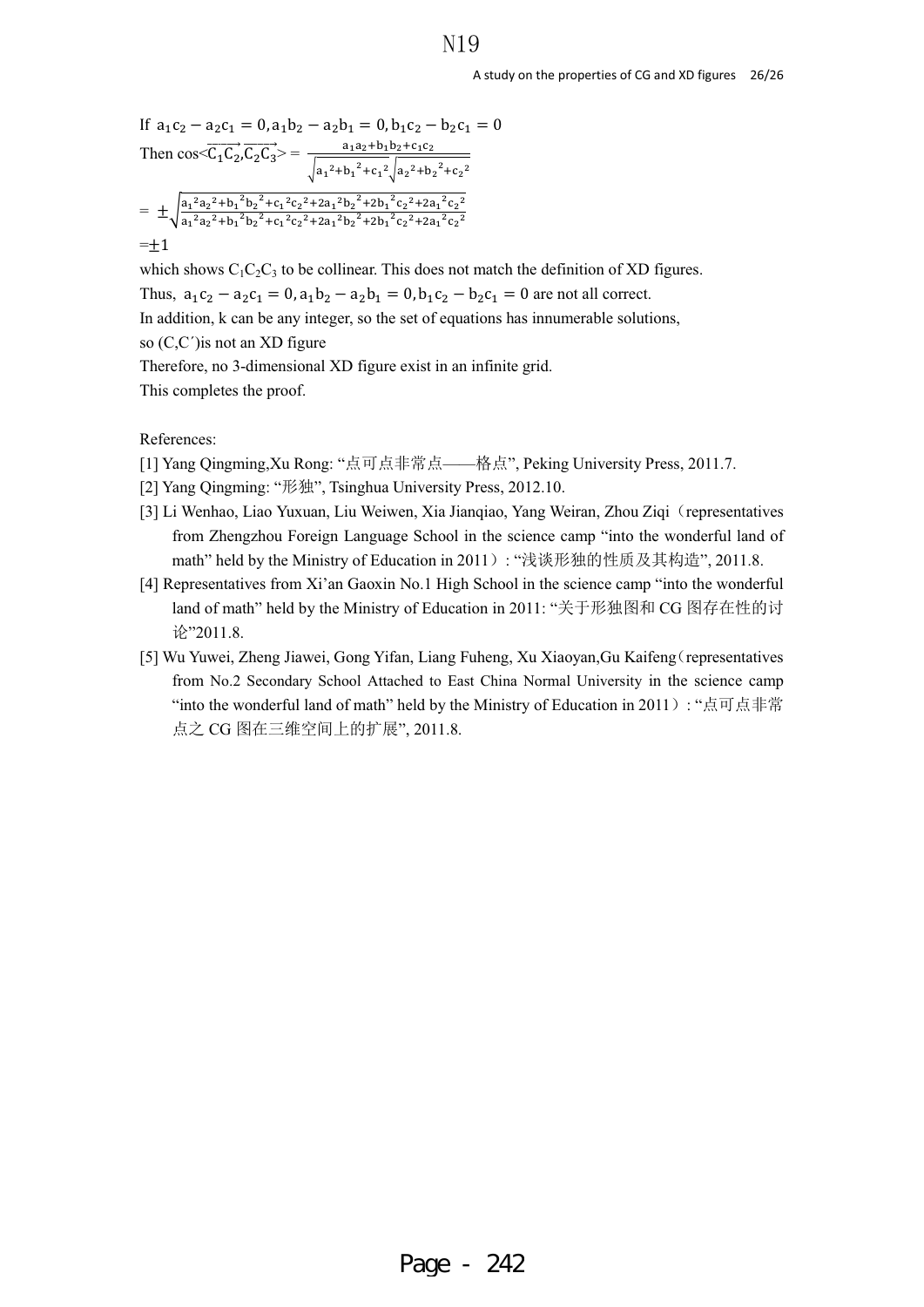If $a_1c_2 - a_2c_1 = 0, a_1b_2 - a_2b_1 = 0, b_1c_2 - b_2c_1 = 0$

Then $\cos\langle\overrightarrow{C_1C_2},\overrightarrow{C_2C_3}\rangle = \frac{a_1a_2+b_1b_2+c_1c_2}{\sqrt{a_1{}^2+b_1{}^2+c_1{}^2}\sqrt{a_2{}^2+b_2{}^2+c_2{}^2}}$

$= \pm\sqrt{\frac{a_1{}^2a_2{}^2+b_1{}^2b_2{}^2+c_1{}^2c_2{}^2+2a_1{}^2b_2{}^2+2b_1{}^2c_2{}^2+2a_1{}^2c_2{}^2}{a_1{}^2a_2{}^2+b_1{}^2b_2{}^2+c_1{}^2c_2{}^2+2a_1{}^2b_2{}^2+2b_1{}^2c_2{}^2+2a_1{}^2c_2{}^2}}$

$=\pm 1$

which shows $C_1C_2C_3$ to be collinear. This does not match the definition of XD figures.

Thus, $a_1c_2 - a_2c_1 = 0, a_1b_2 - a_2b_1 = 0, b_1c_2 - b_2c_1 = 0$ are not all correct.

In addition, k can be any integer, so the set of equations has innumerable solutions,

so (C,C′)is not an XD figure

Therefore, no 3-dimensional XD figure exist in an infinite grid.

This completes the proof.

References:

[1] Yang Qingming,Xu Rong: "点可点非常点——格点", Peking University Press, 2011.7.

[2] Yang Qingming: "形独", Tsinghua University Press, 2012.10.

[3] Li Wenhao, Liao Yuxuan, Liu Weiwen, Xia Jianqiao, Yang Weiran, Zhou Ziqi（representatives from Zhengzhou Foreign Language School in the science camp "into the wonderful land of math" held by the Ministry of Education in 2011）: "浅谈形独的性质及其构造", 2011.8.

[4] Representatives from Xi'an Gaoxin No.1 High School in the science camp "into the wonderful land of math" held by the Ministry of Education in 2011: "关于形独图和 CG 图存在性的讨论"2011.8.

[5] Wu Yuwei, Zheng Jiawei, Gong Yifan, Liang Fuheng, Xu Xiaoyan,Gu Kaifeng（representatives from No.2 Secondary School Attached to East China Normal University in the science camp "into the wonderful land of math" held by the Ministry of Education in 2011）: "点可点非常点之 CG 图在三维空间上的扩展", 2011.8.